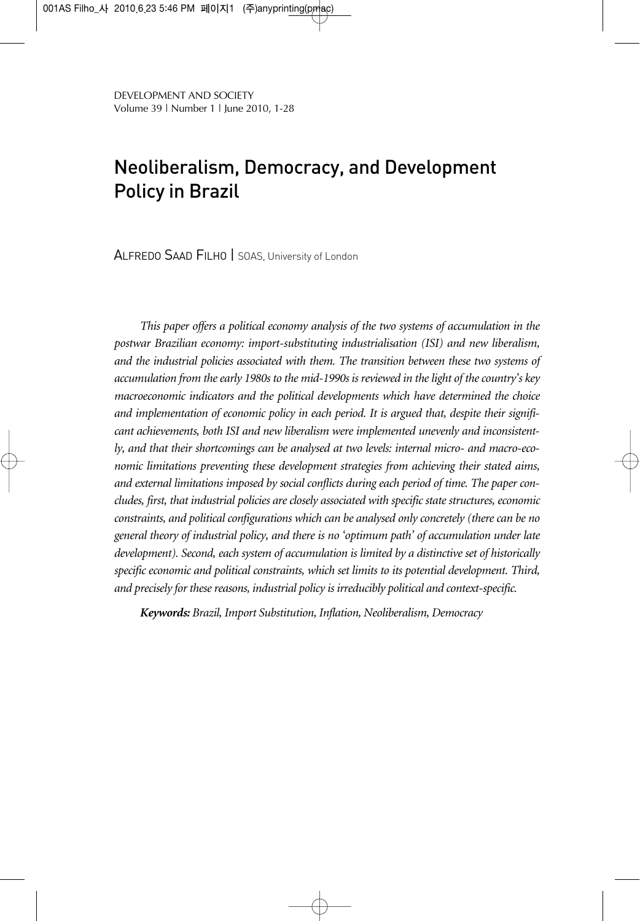# Neoliberalism, Democracy, and Development Policy in Brazil

ALFREDO SAAD FILHO | SOAS, University of London

*This paper offers a political economy analysis of the two systems of accumulation in the postwar Brazilian economy: import-substituting industrialisation (ISI) and new liberalism, and the industrial policies associated with them. The transition between these two systems of accumulation from the early 1980s to the mid-1990s is reviewed in the light of the country's key macroeconomic indicators and the political developments which have determined the choice and implementation of economic policy in each period. It is argued that, despite their significant achievements, both ISI and new liberalism were implemented unevenly and inconsistently, and that their shortcomings can be analysed at two levels: internal micro- and macro-economic limitations preventing these development strategies from achieving their stated aims, and external limitations imposed by social conflicts during each period of time. The paper concludes, first, that industrial policies are closely associated with specific state structures, economic constraints, and political configurations which can be analysed only concretely (there can be no general theory of industrial policy, and there is no 'optimum path' of accumulation under late development). Second, each system of accumulation is limited by a distinctive set of historically specific economic and political constraints, which set limits to its potential development. Third, and precisely for these reasons, industrial policy is irreducibly political and context-specific.*

***Keywords:*** *Brazil, Import Substitution, Inflation, Neoliberalism, Democracy*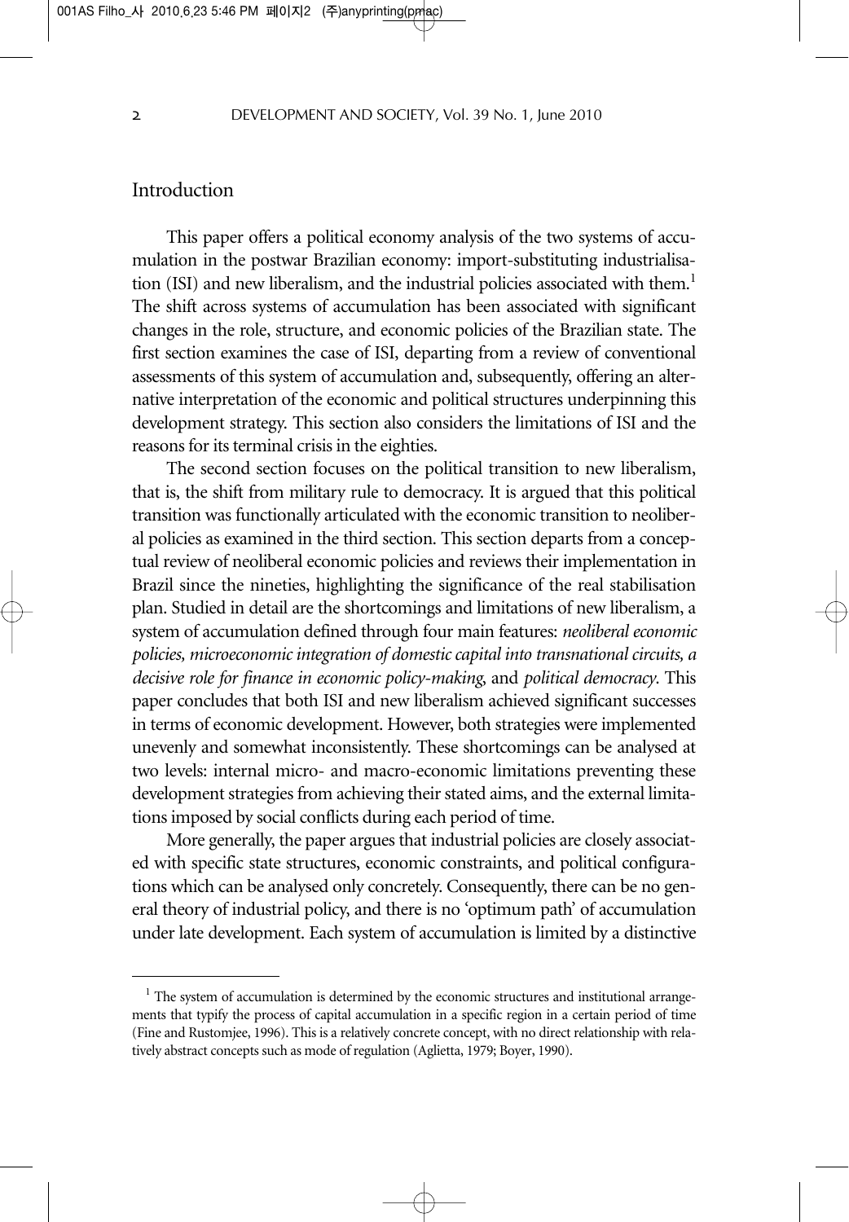## Introduction

This paper offers a political economy analysis of the two systems of accumulation in the postwar Brazilian economy: import-substituting industrialisation (ISI) and new liberalism, and the industrial policies associated with them.[1] The shift across systems of accumulation has been associated with significant changes in the role, structure, and economic policies of the Brazilian state. The first section examines the case of ISI, departing from a review of conventional assessments of this system of accumulation and, subsequently, offering an alternative interpretation of the economic and political structures underpinning this development strategy. This section also considers the limitations of ISI and the reasons for its terminal crisis in the eighties.

The second section focuses on the political transition to new liberalism, that is, the shift from military rule to democracy. It is argued that this political transition was functionally articulated with the economic transition to neoliberal policies as examined in the third section. This section departs from a conceptual review of neoliberal economic policies and reviews their implementation in Brazil since the nineties, highlighting the significance of the real stabilisation plan. Studied in detail are the shortcomings and limitations of new liberalism, a system of accumulation defined through four main features: *neoliberal economic policies, microeconomic integration of domestic capital into transnational circuits, a decisive role for finance in economic policy-making,* and *political democracy*. This paper concludes that both ISI and new liberalism achieved significant successes in terms of economic development. However, both strategies were implemented unevenly and somewhat inconsistently. These shortcomings can be analysed at two levels: internal micro- and macro-economic limitations preventing these development strategies from achieving their stated aims, and the external limitations imposed by social conflicts during each period of time.

More generally, the paper argues that industrial policies are closely associated with specific state structures, economic constraints, and political configurations which can be analysed only concretely. Consequently, there can be no general theory of industrial policy, and there is no 'optimum path' of accumulation under late development. Each system of accumulation is limited by a distinctive

---

[1] The system of accumulation is determined by the economic structures and institutional arrangements that typify the process of capital accumulation in a specific region in a certain period of time (Fine and Rustomjee, 1996). This is a relatively concrete concept, with no direct relationship with relatively abstract concepts such as mode of regulation (Aglietta, 1979; Boyer, 1990).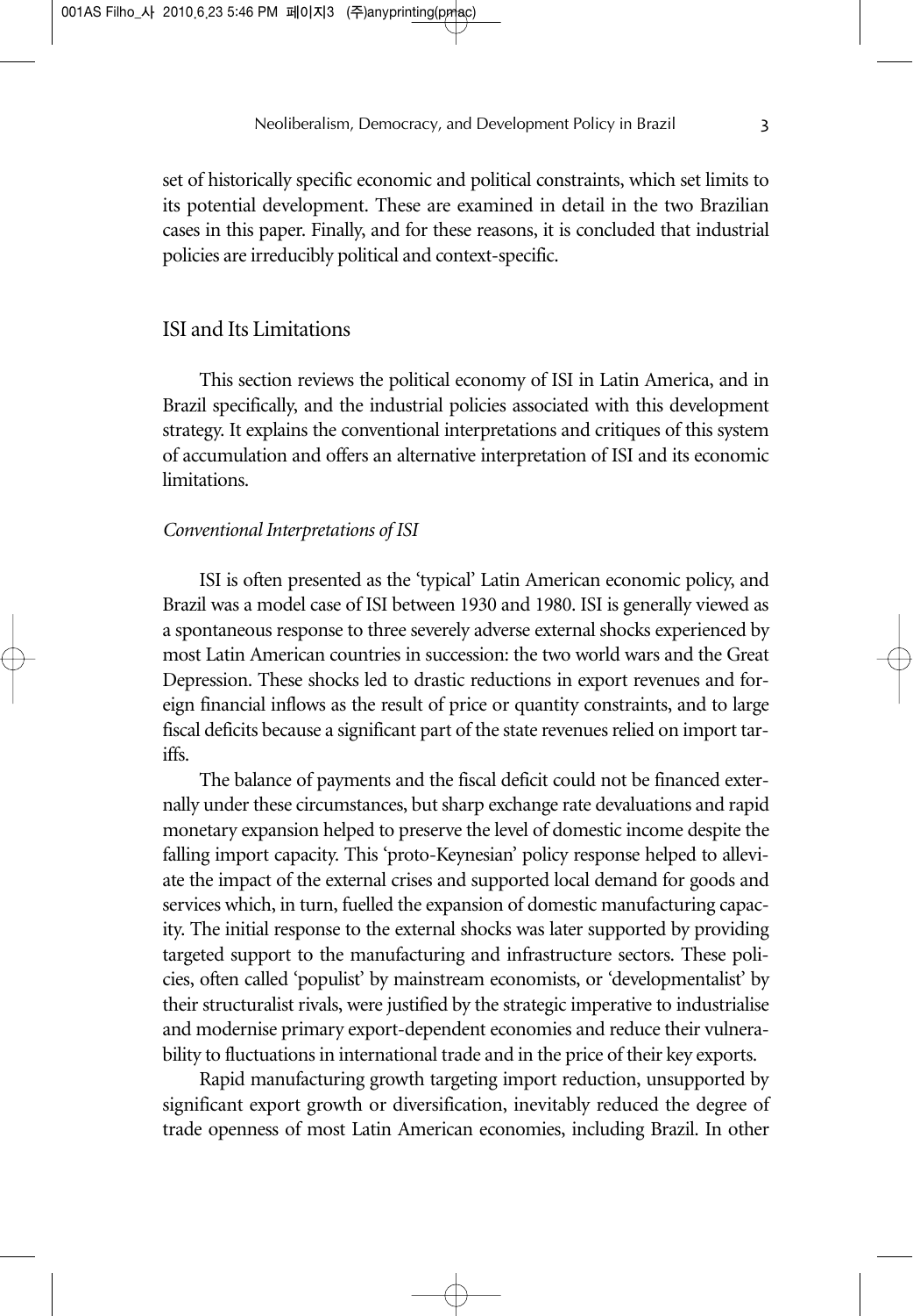set of historically specific economic and political constraints, which set limits to its potential development. These are examined in detail in the two Brazilian cases in this paper. Finally, and for these reasons, it is concluded that industrial policies are irreducibly political and context-specific.

## ISI and Its Limitations

This section reviews the political economy of ISI in Latin America, and in Brazil specifically, and the industrial policies associated with this development strategy. It explains the conventional interpretations and critiques of this system of accumulation and offers an alternative interpretation of ISI and its economic limitations.

### *Conventional Interpretations of ISI*

ISI is often presented as the 'typical' Latin American economic policy, and Brazil was a model case of ISI between 1930 and 1980. ISI is generally viewed as a spontaneous response to three severely adverse external shocks experienced by most Latin American countries in succession: the two world wars and the Great Depression. These shocks led to drastic reductions in export revenues and foreign financial inflows as the result of price or quantity constraints, and to large fiscal deficits because a significant part of the state revenues relied on import tariffs.

The balance of payments and the fiscal deficit could not be financed externally under these circumstances, but sharp exchange rate devaluations and rapid monetary expansion helped to preserve the level of domestic income despite the falling import capacity. This 'proto-Keynesian' policy response helped to alleviate the impact of the external crises and supported local demand for goods and services which, in turn, fuelled the expansion of domestic manufacturing capacity. The initial response to the external shocks was later supported by providing targeted support to the manufacturing and infrastructure sectors. These policies, often called 'populist' by mainstream economists, or 'developmentalist' by their structuralist rivals, were justified by the strategic imperative to industrialise and modernise primary export-dependent economies and reduce their vulnerability to fluctuations in international trade and in the price of their key exports.

Rapid manufacturing growth targeting import reduction, unsupported by significant export growth or diversification, inevitably reduced the degree of trade openness of most Latin American economies, including Brazil. In other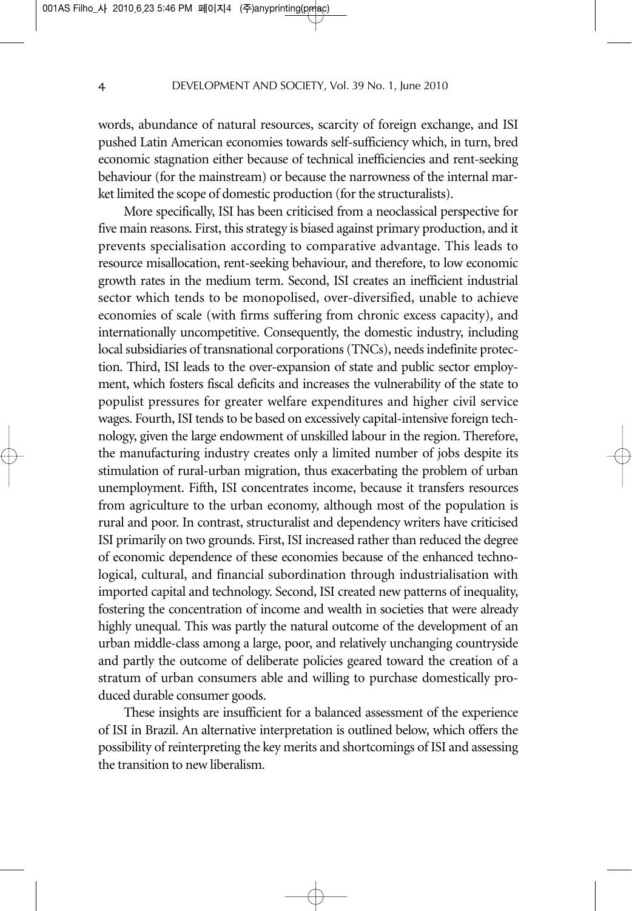words, abundance of natural resources, scarcity of foreign exchange, and ISI pushed Latin American economies towards self-sufficiency which, in turn, bred economic stagnation either because of technical inefficiencies and rent-seeking behaviour (for the mainstream) or because the narrowness of the internal market limited the scope of domestic production (for the structuralists).

More specifically, ISI has been criticised from a neoclassical perspective for five main reasons. First, this strategy is biased against primary production, and it prevents specialisation according to comparative advantage. This leads to resource misallocation, rent-seeking behaviour, and therefore, to low economic growth rates in the medium term. Second, ISI creates an inefficient industrial sector which tends to be monopolised, over-diversified, unable to achieve economies of scale (with firms suffering from chronic excess capacity), and internationally uncompetitive. Consequently, the domestic industry, including local subsidiaries of transnational corporations (TNCs), needs indefinite protection. Third, ISI leads to the over-expansion of state and public sector employment, which fosters fiscal deficits and increases the vulnerability of the state to populist pressures for greater welfare expenditures and higher civil service wages. Fourth, ISI tends to be based on excessively capital-intensive foreign technology, given the large endowment of unskilled labour in the region. Therefore, the manufacturing industry creates only a limited number of jobs despite its stimulation of rural-urban migration, thus exacerbating the problem of urban unemployment. Fifth, ISI concentrates income, because it transfers resources from agriculture to the urban economy, although most of the population is rural and poor. In contrast, structuralist and dependency writers have criticised ISI primarily on two grounds. First, ISI increased rather than reduced the degree of economic dependence of these economies because of the enhanced technological, cultural, and financial subordination through industrialisation with imported capital and technology. Second, ISI created new patterns of inequality, fostering the concentration of income and wealth in societies that were already highly unequal. This was partly the natural outcome of the development of an urban middle-class among a large, poor, and relatively unchanging countryside and partly the outcome of deliberate policies geared toward the creation of a stratum of urban consumers able and willing to purchase domestically produced durable consumer goods.

These insights are insufficient for a balanced assessment of the experience of ISI in Brazil. An alternative interpretation is outlined below, which offers the possibility of reinterpreting the key merits and shortcomings of ISI and assessing the transition to new liberalism.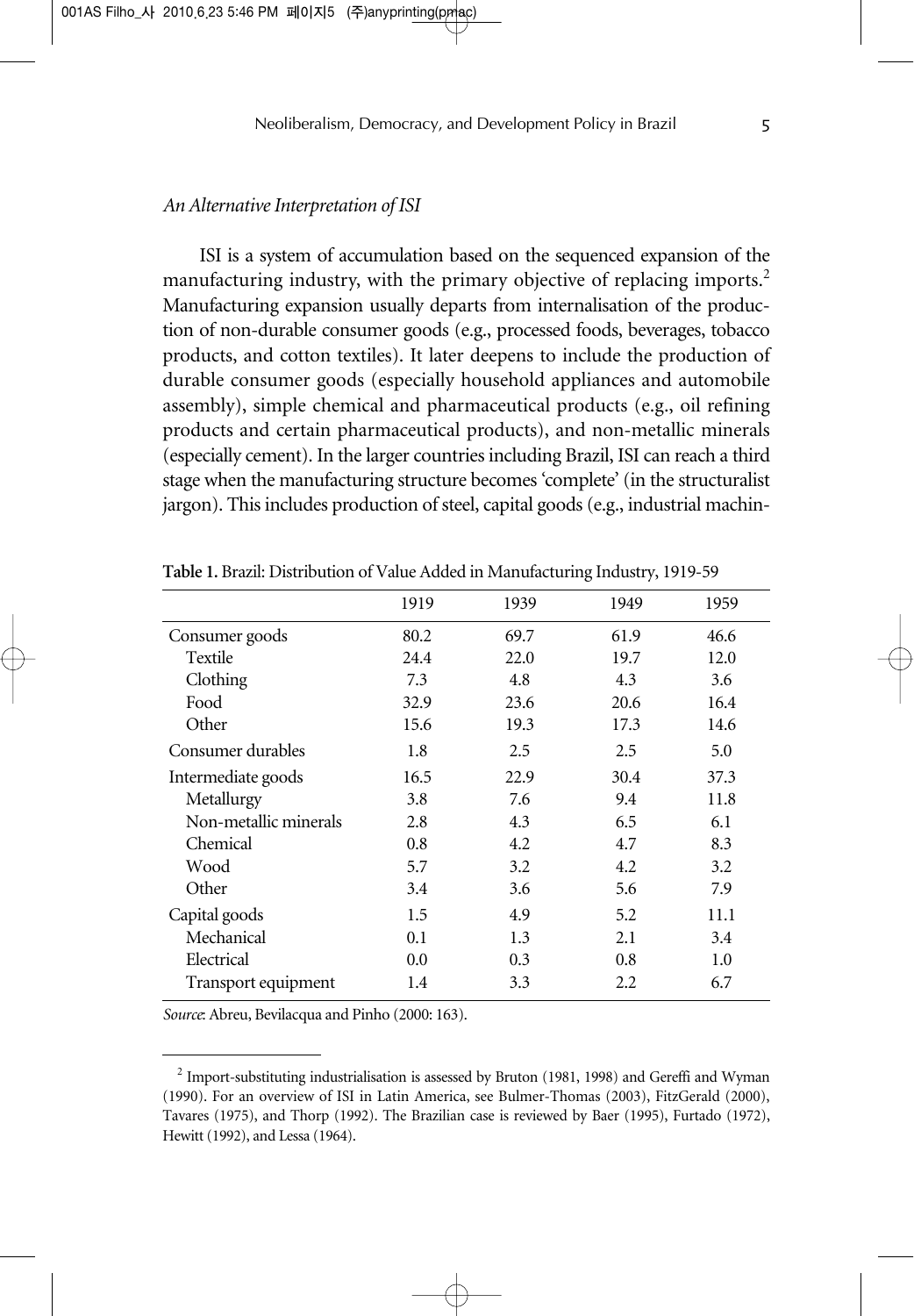*An Alternative Interpretation of ISI*

ISI is a system of accumulation based on the sequenced expansion of the manufacturing industry, with the primary objective of replacing imports.[2] Manufacturing expansion usually departs from internalisation of the production of non-durable consumer goods (e.g., processed foods, beverages, tobacco products, and cotton textiles). It later deepens to include the production of durable consumer goods (especially household appliances and automobile assembly), simple chemical and pharmaceutical products (e.g., oil refining products and certain pharmaceutical products), and non-metallic minerals (especially cement). In the larger countries including Brazil, ISI can reach a third stage when the manufacturing structure becomes 'complete' (in the structuralist jargon). This includes production of steel, capital goods (e.g., industrial machin-

**Table 1.** Brazil: Distribution of Value Added in Manufacturing Industry, 1919-59

| | 1919 | 1939 | 1949 | 1959 |
|---|---|---|---|---|
| Consumer goods | 80.2 | 69.7 | 61.9 | 46.6 |
| Textile | 24.4 | 22.0 | 19.7 | 12.0 |
| Clothing | 7.3 | 4.8 | 4.3 | 3.6 |
| Food | 32.9 | 23.6 | 20.6 | 16.4 |
| Other | 15.6 | 19.3 | 17.3 | 14.6 |
| Consumer durables | 1.8 | 2.5 | 2.5 | 5.0 |
| Intermediate goods | 16.5 | 22.9 | 30.4 | 37.3 |
| Metallurgy | 3.8 | 7.6 | 9.4 | 11.8 |
| Non-metallic minerals | 2.8 | 4.3 | 6.5 | 6.1 |
| Chemical | 0.8 | 4.2 | 4.7 | 8.3 |
| Wood | 5.7 | 3.2 | 4.2 | 3.2 |
| Other | 3.4 | 3.6 | 5.6 | 7.9 |
| Capital goods | 1.5 | 4.9 | 5.2 | 11.1 |
| Mechanical | 0.1 | 1.3 | 2.1 | 3.4 |
| Electrical | 0.0 | 0.3 | 0.8 | 1.0 |
| Transport equipment | 1.4 | 3.3 | 2.2 | 6.7 |

*Source*: Abreu, Bevilacqua and Pinho (2000: 163).

[2] Import-substituting industrialisation is assessed by Bruton (1981, 1998) and Gereffi and Wyman (1990). For an overview of ISI in Latin America, see Bulmer-Thomas (2003), FitzGerald (2000), Tavares (1975), and Thorp (1992). The Brazilian case is reviewed by Baer (1995), Furtado (1972), Hewitt (1992), and Lessa (1964).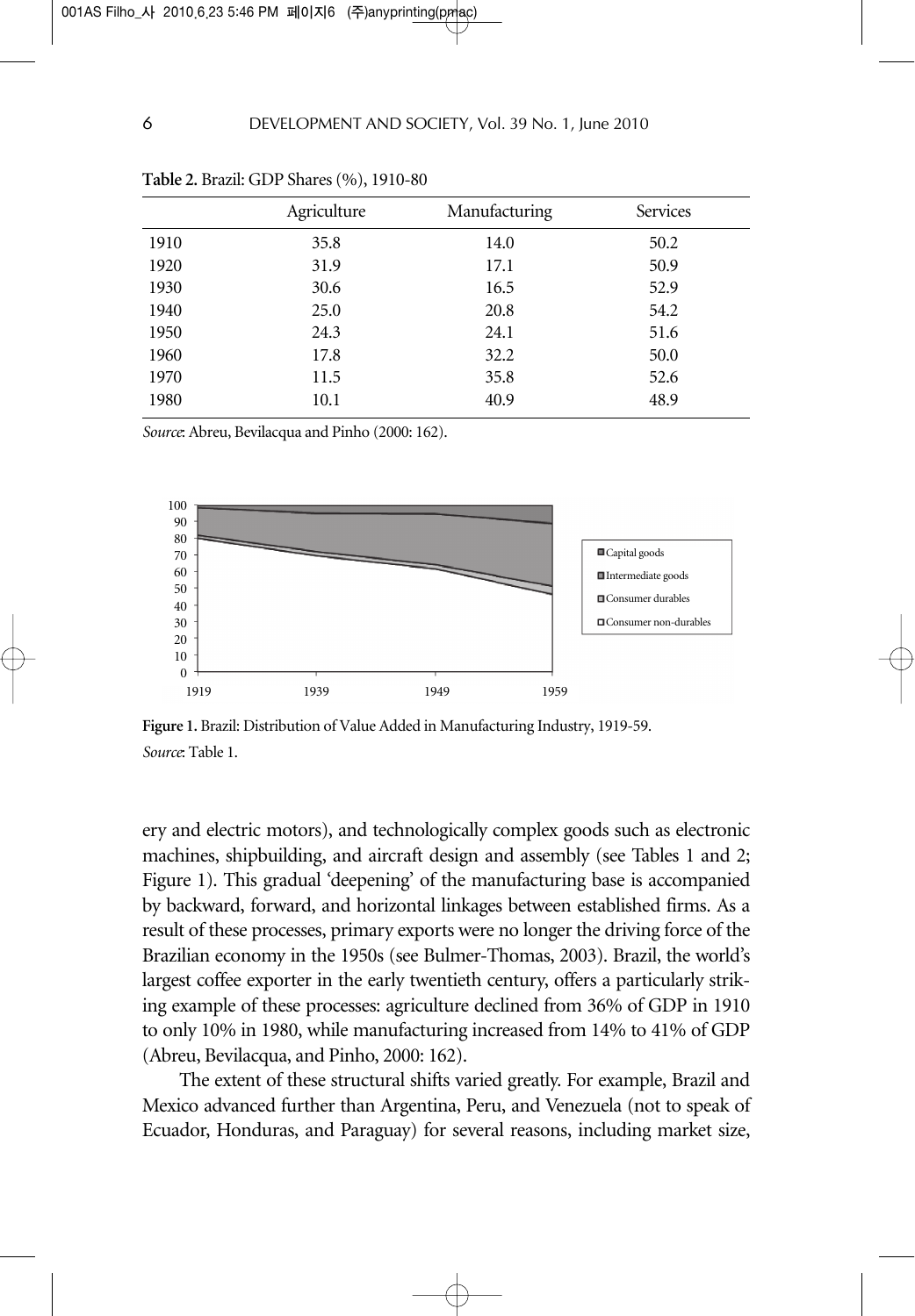**Table 2.** Brazil: GDP Shares (%), 1910-80

| | Agriculture | Manufacturing | Services |
|---|---|---|---|
| 1910 | 35.8 | 14.0 | 50.2 |
| 1920 | 31.9 | 17.1 | 50.9 |
| 1930 | 30.6 | 16.5 | 52.9 |
| 1940 | 25.0 | 20.8 | 54.2 |
| 1950 | 24.3 | 24.1 | 51.6 |
| 1960 | 17.8 | 32.2 | 50.0 |
| 1970 | 11.5 | 35.8 | 52.6 |
| 1980 | 10.1 | 40.9 | 48.9 |

*Source*: Abreu, Bevilacqua and Pinho (2000: 162).

**Figure 1.** Brazil: Distribution of Value Added in Manufacturing Industry, 1919-59.
*Source*: Table 1.

ery and electric motors), and technologically complex goods such as electronic machines, shipbuilding, and aircraft design and assembly (see Tables 1 and 2; Figure 1). This gradual 'deepening' of the manufacturing base is accompanied by backward, forward, and horizontal linkages between established firms. As a result of these processes, primary exports were no longer the driving force of the Brazilian economy in the 1950s (see Bulmer-Thomas, 2003). Brazil, the world's largest coffee exporter in the early twentieth century, offers a particularly striking example of these processes: agriculture declined from 36% of GDP in 1910 to only 10% in 1980, while manufacturing increased from 14% to 41% of GDP (Abreu, Bevilacqua, and Pinho, 2000: 162).

The extent of these structural shifts varied greatly. For example, Brazil and Mexico advanced further than Argentina, Peru, and Venezuela (not to speak of Ecuador, Honduras, and Paraguay) for several reasons, including market size,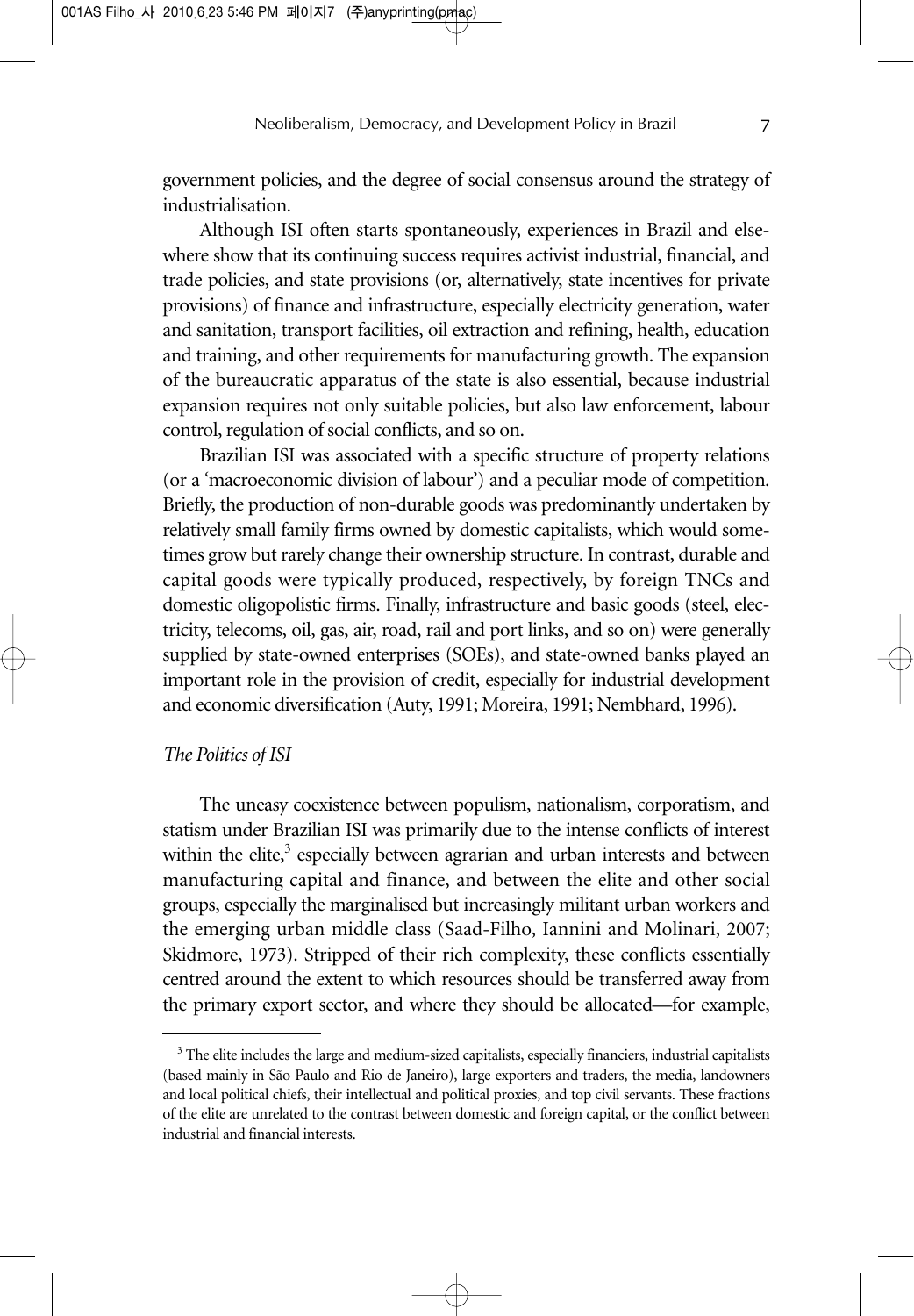government policies, and the degree of social consensus around the strategy of industrialisation.

Although ISI often starts spontaneously, experiences in Brazil and elsewhere show that its continuing success requires activist industrial, financial, and trade policies, and state provisions (or, alternatively, state incentives for private provisions) of finance and infrastructure, especially electricity generation, water and sanitation, transport facilities, oil extraction and refining, health, education and training, and other requirements for manufacturing growth. The expansion of the bureaucratic apparatus of the state is also essential, because industrial expansion requires not only suitable policies, but also law enforcement, labour control, regulation of social conflicts, and so on.

Brazilian ISI was associated with a specific structure of property relations (or a 'macroeconomic division of labour') and a peculiar mode of competition. Briefly, the production of non-durable goods was predominantly undertaken by relatively small family firms owned by domestic capitalists, which would sometimes grow but rarely change their ownership structure. In contrast, durable and capital goods were typically produced, respectively, by foreign TNCs and domestic oligopolistic firms. Finally, infrastructure and basic goods (steel, electricity, telecoms, oil, gas, air, road, rail and port links, and so on) were generally supplied by state-owned enterprises (SOEs), and state-owned banks played an important role in the provision of credit, especially for industrial development and economic diversification (Auty, 1991; Moreira, 1991; Nembhard, 1996).

### *The Politics of ISI*

The uneasy coexistence between populism, nationalism, corporatism, and statism under Brazilian ISI was primarily due to the intense conflicts of interest within the elite,[3] especially between agrarian and urban interests and between manufacturing capital and finance, and between the elite and other social groups, especially the marginalised but increasingly militant urban workers and the emerging urban middle class (Saad-Filho, Iannini and Molinari, 2007; Skidmore, 1973). Stripped of their rich complexity, these conflicts essentially centred around the extent to which resources should be transferred away from the primary export sector, and where they should be allocated—for example,

---

[3] The elite includes the large and medium-sized capitalists, especially financiers, industrial capitalists (based mainly in São Paulo and Rio de Janeiro), large exporters and traders, the media, landowners and local political chiefs, their intellectual and political proxies, and top civil servants. These fractions of the elite are unrelated to the contrast between domestic and foreign capital, or the conflict between industrial and financial interests.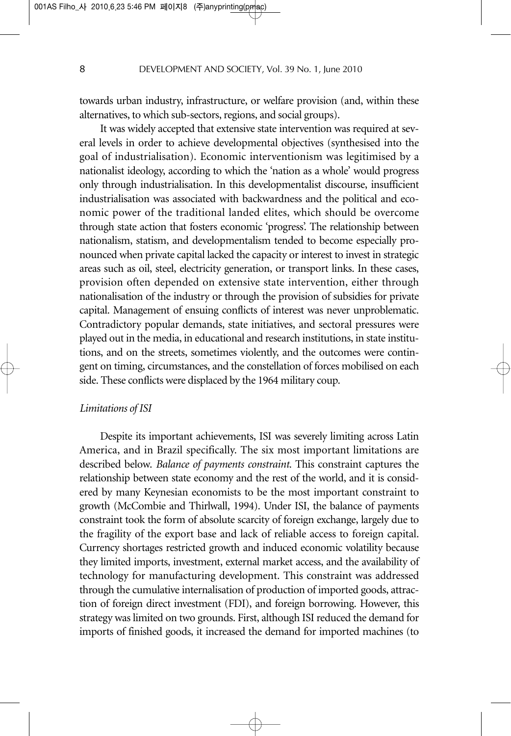towards urban industry, infrastructure, or welfare provision (and, within these alternatives, to which sub-sectors, regions, and social groups).

It was widely accepted that extensive state intervention was required at several levels in order to achieve developmental objectives (synthesised into the goal of industrialisation). Economic interventionism was legitimised by a nationalist ideology, according to which the 'nation as a whole' would progress only through industrialisation. In this developmentalist discourse, insufficient industrialisation was associated with backwardness and the political and economic power of the traditional landed elites, which should be overcome through state action that fosters economic 'progress'. The relationship between nationalism, statism, and developmentalism tended to become especially pronounced when private capital lacked the capacity or interest to invest in strategic areas such as oil, steel, electricity generation, or transport links. In these cases, provision often depended on extensive state intervention, either through nationalisation of the industry or through the provision of subsidies for private capital. Management of ensuing conflicts of interest was never unproblematic. Contradictory popular demands, state initiatives, and sectoral pressures were played out in the media, in educational and research institutions, in state institutions, and on the streets, sometimes violently, and the outcomes were contingent on timing, circumstances, and the constellation of forces mobilised on each side. These conflicts were displaced by the 1964 military coup.

*Limitations of ISI*

Despite its important achievements, ISI was severely limiting across Latin America, and in Brazil specifically. The six most important limitations are described below. *Balance of payments constraint*. This constraint captures the relationship between state economy and the rest of the world, and it is considered by many Keynesian economists to be the most important constraint to growth (McCombie and Thirlwall, 1994). Under ISI, the balance of payments constraint took the form of absolute scarcity of foreign exchange, largely due to the fragility of the export base and lack of reliable access to foreign capital. Currency shortages restricted growth and induced economic volatility because they limited imports, investment, external market access, and the availability of technology for manufacturing development. This constraint was addressed through the cumulative internalisation of production of imported goods, attraction of foreign direct investment (FDI), and foreign borrowing. However, this strategy was limited on two grounds. First, although ISI reduced the demand for imports of finished goods, it increased the demand for imported machines (to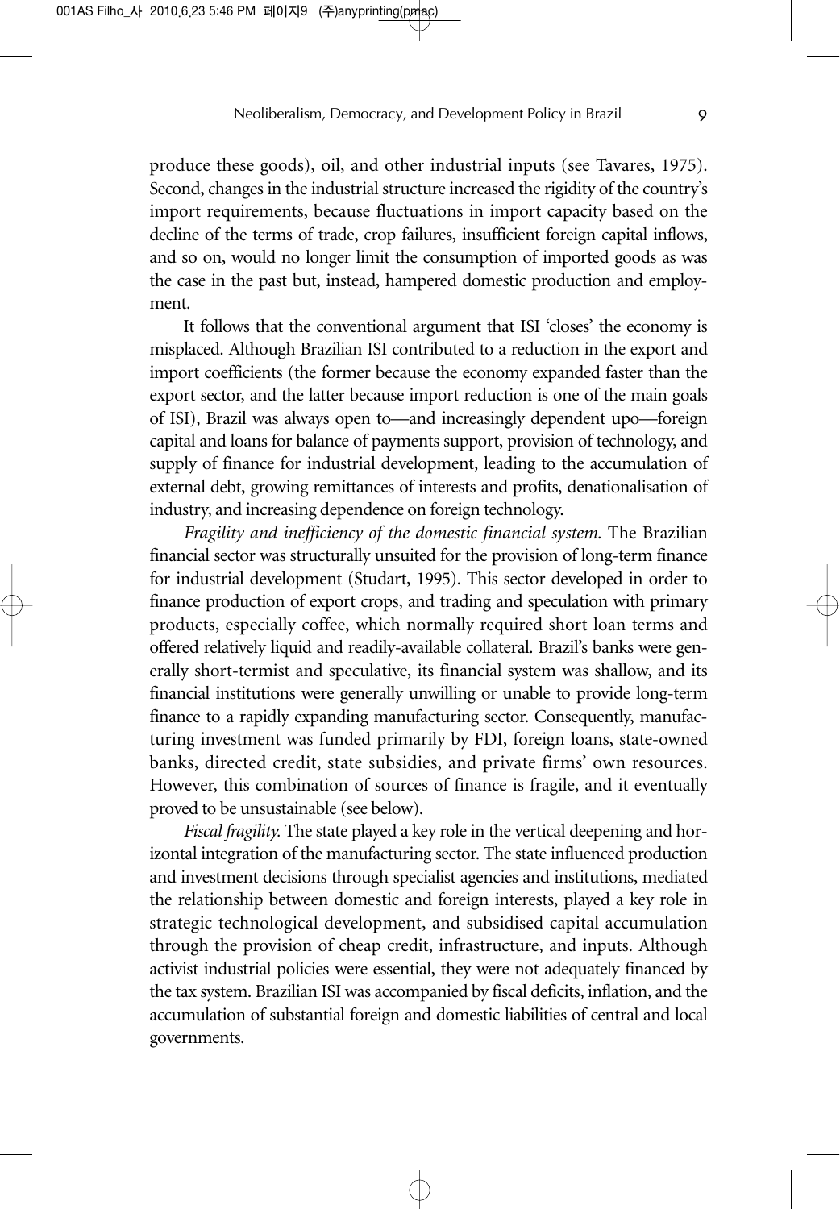produce these goods), oil, and other industrial inputs (see Tavares, 1975). Second, changes in the industrial structure increased the rigidity of the country's import requirements, because fluctuations in import capacity based on the decline of the terms of trade, crop failures, insufficient foreign capital inflows, and so on, would no longer limit the consumption of imported goods as was the case in the past but, instead, hampered domestic production and employment.

It follows that the conventional argument that ISI 'closes' the economy is misplaced. Although Brazilian ISI contributed to a reduction in the export and import coefficients (the former because the economy expanded faster than the export sector, and the latter because import reduction is one of the main goals of ISI), Brazil was always open to—and increasingly dependent upo—foreign capital and loans for balance of payments support, provision of technology, and supply of finance for industrial development, leading to the accumulation of external debt, growing remittances of interests and profits, denationalisation of industry, and increasing dependence on foreign technology.

*Fragility and inefficiency of the domestic financial system.* The Brazilian financial sector was structurally unsuited for the provision of long-term finance for industrial development (Studart, 1995). This sector developed in order to finance production of export crops, and trading and speculation with primary products, especially coffee, which normally required short loan terms and offered relatively liquid and readily-available collateral. Brazil's banks were generally short-termist and speculative, its financial system was shallow, and its financial institutions were generally unwilling or unable to provide long-term finance to a rapidly expanding manufacturing sector. Consequently, manufacturing investment was funded primarily by FDI, foreign loans, state-owned banks, directed credit, state subsidies, and private firms' own resources. However, this combination of sources of finance is fragile, and it eventually proved to be unsustainable (see below).

*Fiscal fragility.* The state played a key role in the vertical deepening and horizontal integration of the manufacturing sector. The state influenced production and investment decisions through specialist agencies and institutions, mediated the relationship between domestic and foreign interests, played a key role in strategic technological development, and subsidised capital accumulation through the provision of cheap credit, infrastructure, and inputs. Although activist industrial policies were essential, they were not adequately financed by the tax system. Brazilian ISI was accompanied by fiscal deficits, inflation, and the accumulation of substantial foreign and domestic liabilities of central and local governments.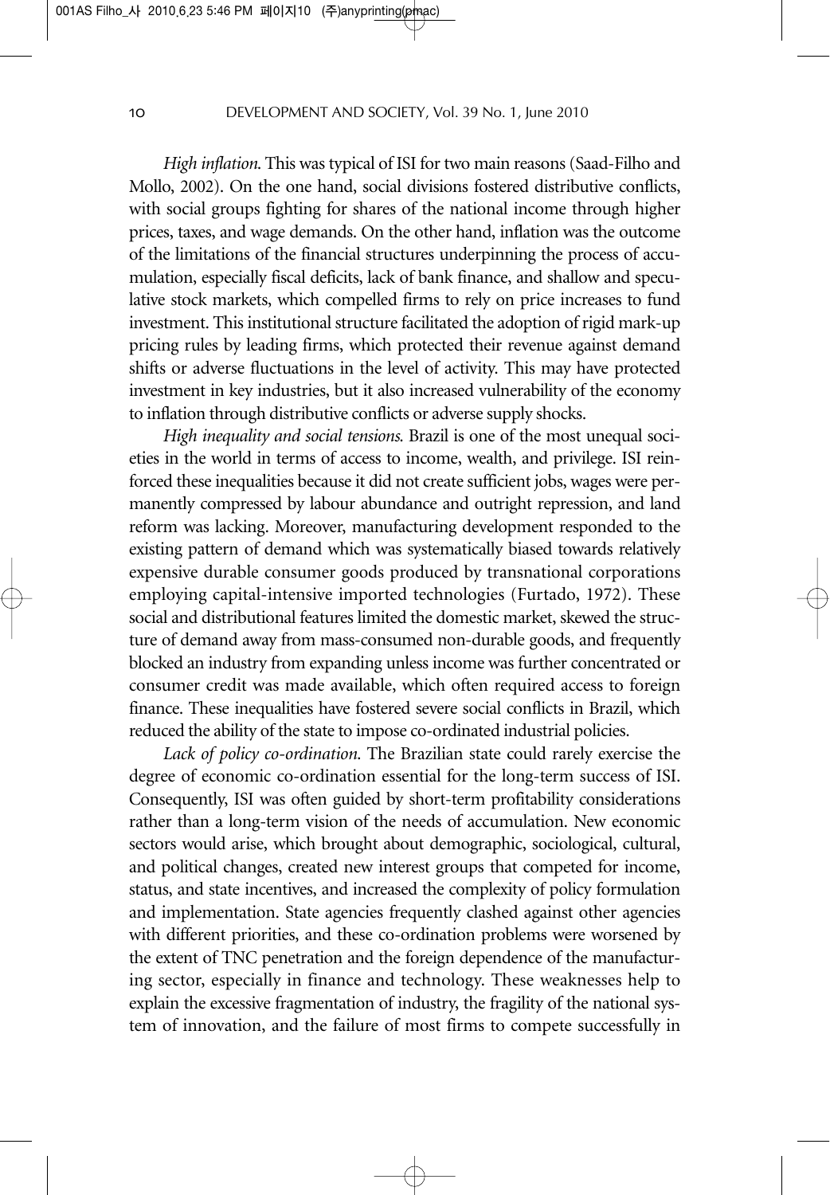*High inflation.* This was typical of ISI for two main reasons (Saad-Filho and Mollo, 2002). On the one hand, social divisions fostered distributive conflicts, with social groups fighting for shares of the national income through higher prices, taxes, and wage demands. On the other hand, inflation was the outcome of the limitations of the financial structures underpinning the process of accumulation, especially fiscal deficits, lack of bank finance, and shallow and speculative stock markets, which compelled firms to rely on price increases to fund investment. This institutional structure facilitated the adoption of rigid mark-up pricing rules by leading firms, which protected their revenue against demand shifts or adverse fluctuations in the level of activity. This may have protected investment in key industries, but it also increased vulnerability of the economy to inflation through distributive conflicts or adverse supply shocks.

*High inequality and social tensions.* Brazil is one of the most unequal societies in the world in terms of access to income, wealth, and privilege. ISI reinforced these inequalities because it did not create sufficient jobs, wages were permanently compressed by labour abundance and outright repression, and land reform was lacking. Moreover, manufacturing development responded to the existing pattern of demand which was systematically biased towards relatively expensive durable consumer goods produced by transnational corporations employing capital-intensive imported technologies (Furtado, 1972). These social and distributional features limited the domestic market, skewed the structure of demand away from mass-consumed non-durable goods, and frequently blocked an industry from expanding unless income was further concentrated or consumer credit was made available, which often required access to foreign finance. These inequalities have fostered severe social conflicts in Brazil, which reduced the ability of the state to impose co-ordinated industrial policies.

*Lack of policy co-ordination.* The Brazilian state could rarely exercise the degree of economic co-ordination essential for the long-term success of ISI. Consequently, ISI was often guided by short-term profitability considerations rather than a long-term vision of the needs of accumulation. New economic sectors would arise, which brought about demographic, sociological, cultural, and political changes, created new interest groups that competed for income, status, and state incentives, and increased the complexity of policy formulation and implementation. State agencies frequently clashed against other agencies with different priorities, and these co-ordination problems were worsened by the extent of TNC penetration and the foreign dependence of the manufacturing sector, especially in finance and technology. These weaknesses help to explain the excessive fragmentation of industry, the fragility of the national system of innovation, and the failure of most firms to compete successfully in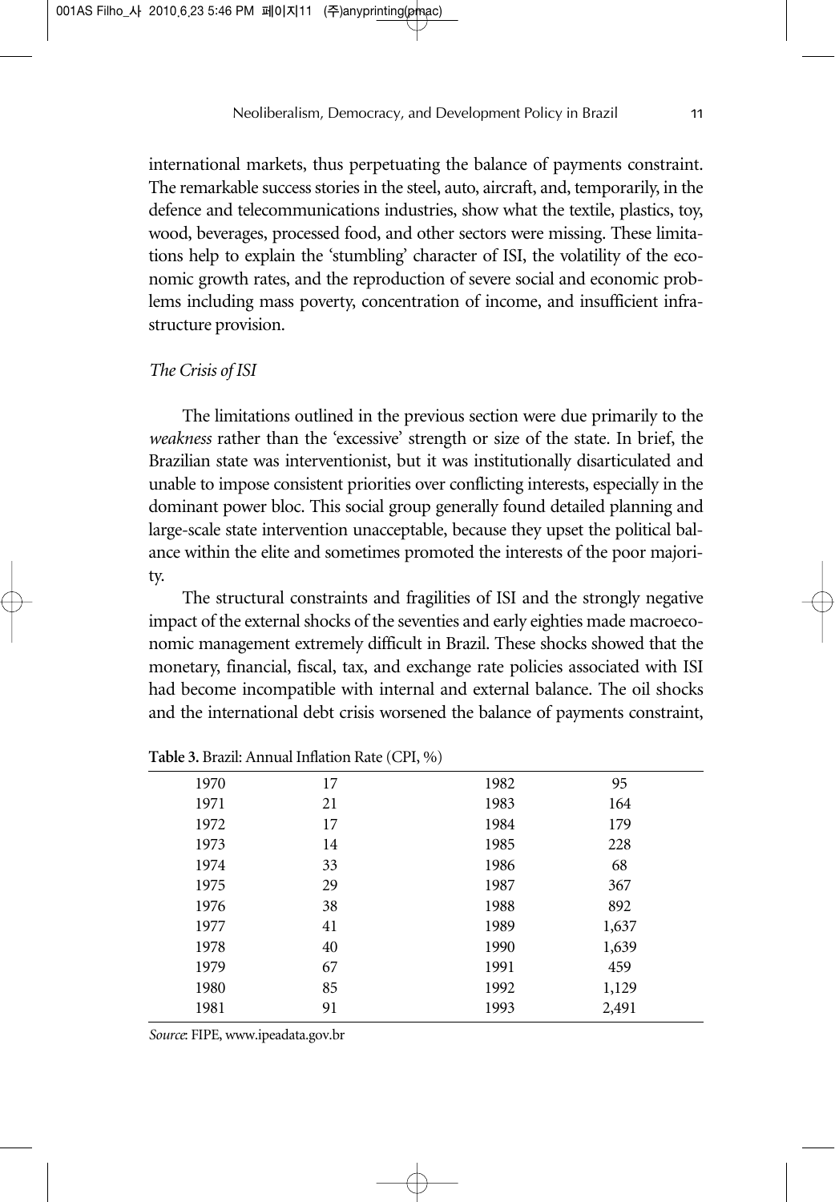international markets, thus perpetuating the balance of payments constraint. The remarkable success stories in the steel, auto, aircraft, and, temporarily, in the defence and telecommunications industries, show what the textile, plastics, toy, wood, beverages, processed food, and other sectors were missing. These limitations help to explain the 'stumbling' character of ISI, the volatility of the economic growth rates, and the reproduction of severe social and economic problems including mass poverty, concentration of income, and insufficient infrastructure provision.

### *The Crisis of ISI*

The limitations outlined in the previous section were due primarily to the *weakness* rather than the 'excessive' strength or size of the state. In brief, the Brazilian state was interventionist, but it was institutionally disarticulated and unable to impose consistent priorities over conflicting interests, especially in the dominant power bloc. This social group generally found detailed planning and large-scale state intervention unacceptable, because they upset the political balance within the elite and sometimes promoted the interests of the poor majority.

The structural constraints and fragilities of ISI and the strongly negative impact of the external shocks of the seventies and early eighties made macroeconomic management extremely difficult in Brazil. These shocks showed that the monetary, financial, fiscal, tax, and exchange rate policies associated with ISI had become incompatible with internal and external balance. The oil shocks and the international debt crisis worsened the balance of payments constraint,

**Table 3.** Brazil: Annual Inflation Rate (CPI, %)

| | | | |
|---|---|---|---|
| 1970 | 17 | 1982 | 95 |
| 1971 | 21 | 1983 | 164 |
| 1972 | 17 | 1984 | 179 |
| 1973 | 14 | 1985 | 228 |
| 1974 | 33 | 1986 | 68 |
| 1975 | 29 | 1987 | 367 |
| 1976 | 38 | 1988 | 892 |
| 1977 | 41 | 1989 | 1,637 |
| 1978 | 40 | 1990 | 1,639 |
| 1979 | 67 | 1991 | 459 |
| 1980 | 85 | 1992 | 1,129 |
| 1981 | 91 | 1993 | 2,491 |

*Source*: FIPE, www.ipeadata.gov.br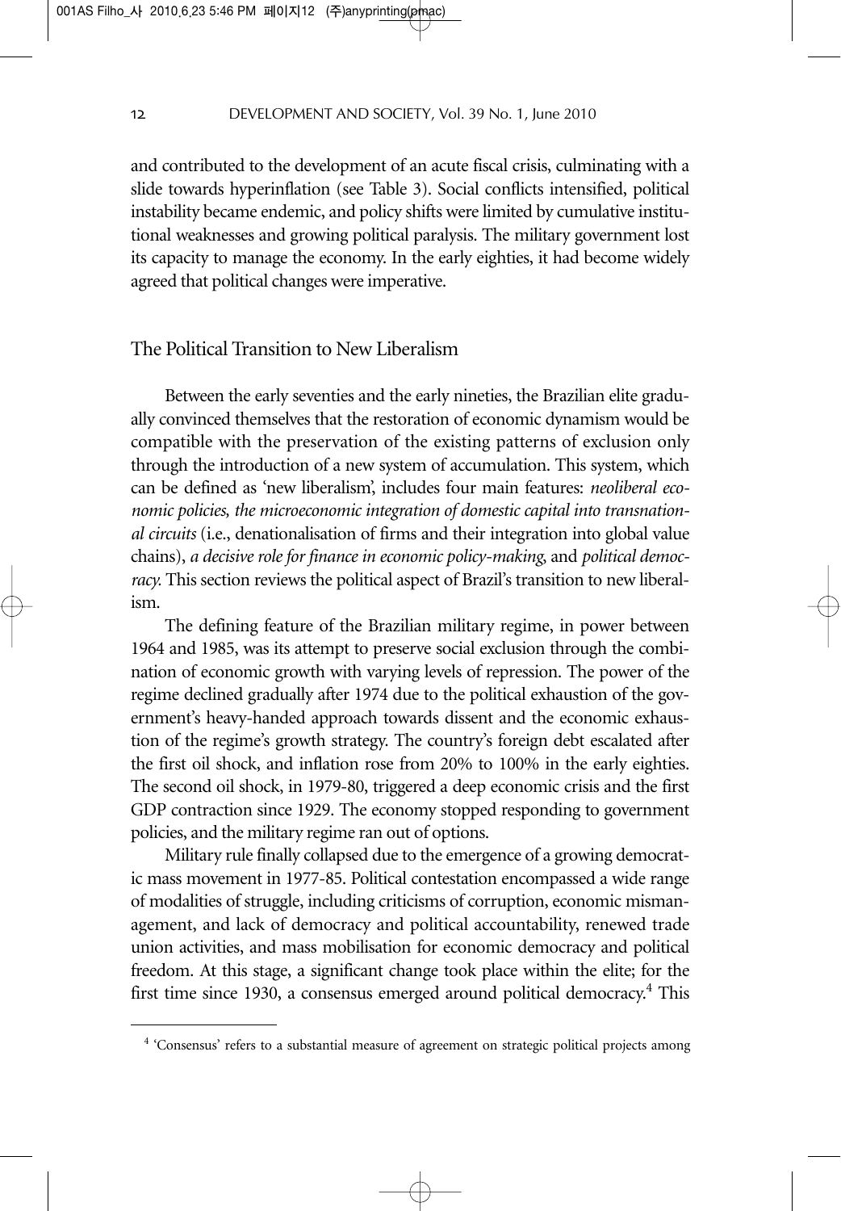and contributed to the development of an acute fiscal crisis, culminating with a slide towards hyperinflation (see Table 3). Social conflicts intensified, political instability became endemic, and policy shifts were limited by cumulative institutional weaknesses and growing political paralysis. The military government lost its capacity to manage the economy. In the early eighties, it had become widely agreed that political changes were imperative.

## The Political Transition to New Liberalism

Between the early seventies and the early nineties, the Brazilian elite gradually convinced themselves that the restoration of economic dynamism would be compatible with the preservation of the existing patterns of exclusion only through the introduction of a new system of accumulation. This system, which can be defined as 'new liberalism', includes four main features: *neoliberal economic policies, the microeconomic integration of domestic capital into transnational circuits* (i.e., denationalisation of firms and their integration into global value chains), *a decisive role for finance in economic policy-making*, and *political democracy.* This section reviews the political aspect of Brazil's transition to new liberalism.

The defining feature of the Brazilian military regime, in power between 1964 and 1985, was its attempt to preserve social exclusion through the combination of economic growth with varying levels of repression. The power of the regime declined gradually after 1974 due to the political exhaustion of the government's heavy-handed approach towards dissent and the economic exhaustion of the regime's growth strategy. The country's foreign debt escalated after the first oil shock, and inflation rose from 20% to 100% in the early eighties. The second oil shock, in 1979-80, triggered a deep economic crisis and the first GDP contraction since 1929. The economy stopped responding to government policies, and the military regime ran out of options.

Military rule finally collapsed due to the emergence of a growing democratic mass movement in 1977-85. Political contestation encompassed a wide range of modalities of struggle, including criticisms of corruption, economic mismanagement, and lack of democracy and political accountability, renewed trade union activities, and mass mobilisation for economic democracy and political freedom. At this stage, a significant change took place within the elite; for the first time since 1930, a consensus emerged around political democracy.[4] This

[4] 'Consensus' refers to a substantial measure of agreement on strategic political projects among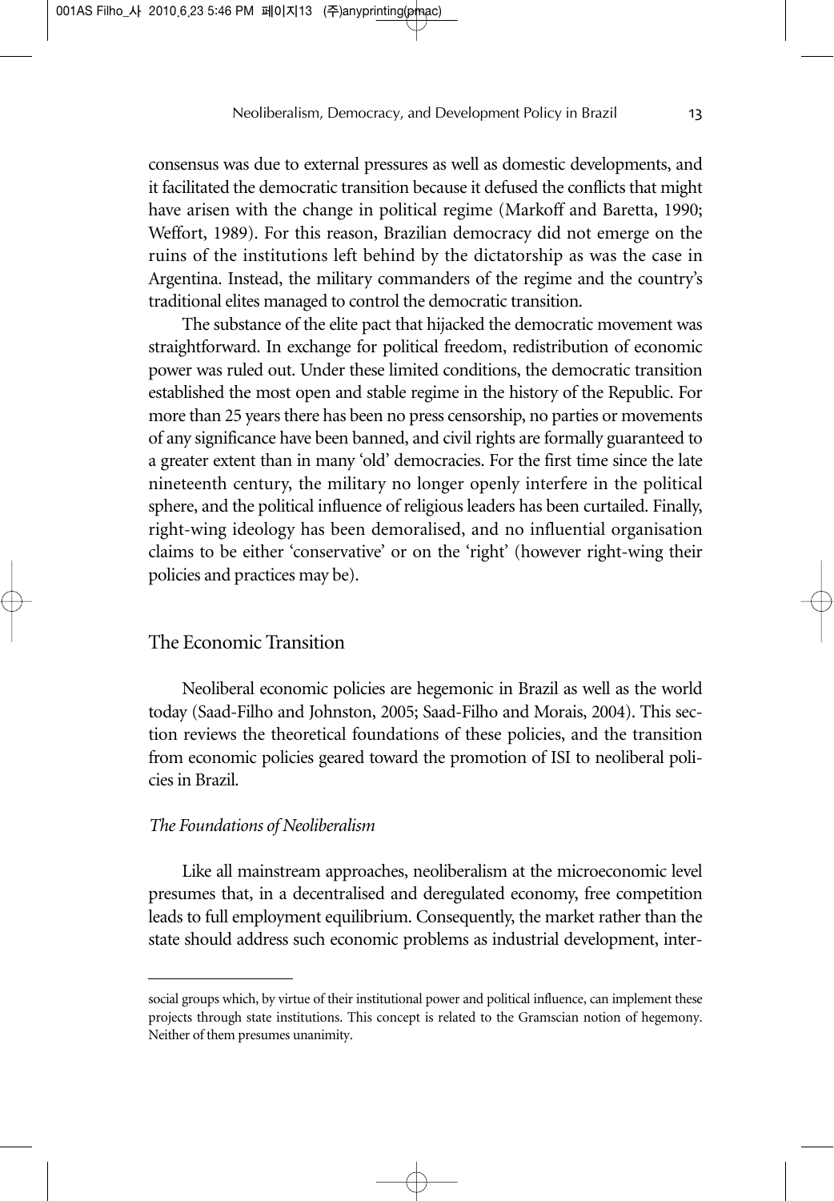consensus was due to external pressures as well as domestic developments, and it facilitated the democratic transition because it defused the conflicts that might have arisen with the change in political regime (Markoff and Baretta, 1990; Weffort, 1989). For this reason, Brazilian democracy did not emerge on the ruins of the institutions left behind by the dictatorship as was the case in Argentina. Instead, the military commanders of the regime and the country's traditional elites managed to control the democratic transition.

The substance of the elite pact that hijacked the democratic movement was straightforward. In exchange for political freedom, redistribution of economic power was ruled out. Under these limited conditions, the democratic transition established the most open and stable regime in the history of the Republic. For more than 25 years there has been no press censorship, no parties or movements of any significance have been banned, and civil rights are formally guaranteed to a greater extent than in many 'old' democracies. For the first time since the late nineteenth century, the military no longer openly interfere in the political sphere, and the political influence of religious leaders has been curtailed. Finally, right-wing ideology has been demoralised, and no influential organisation claims to be either 'conservative' or on the 'right' (however right-wing their policies and practices may be).

## The Economic Transition

Neoliberal economic policies are hegemonic in Brazil as well as the world today (Saad-Filho and Johnston, 2005; Saad-Filho and Morais, 2004). This section reviews the theoretical foundations of these policies, and the transition from economic policies geared toward the promotion of ISI to neoliberal policies in Brazil.

### *The Foundations of Neoliberalism*

Like all mainstream approaches, neoliberalism at the microeconomic level presumes that, in a decentralised and deregulated economy, free competition leads to full employment equilibrium. Consequently, the market rather than the state should address such economic problems as industrial development, inter-

---

social groups which, by virtue of their institutional power and political influence, can implement these projects through state institutions. This concept is related to the Gramscian notion of hegemony. Neither of them presumes unanimity.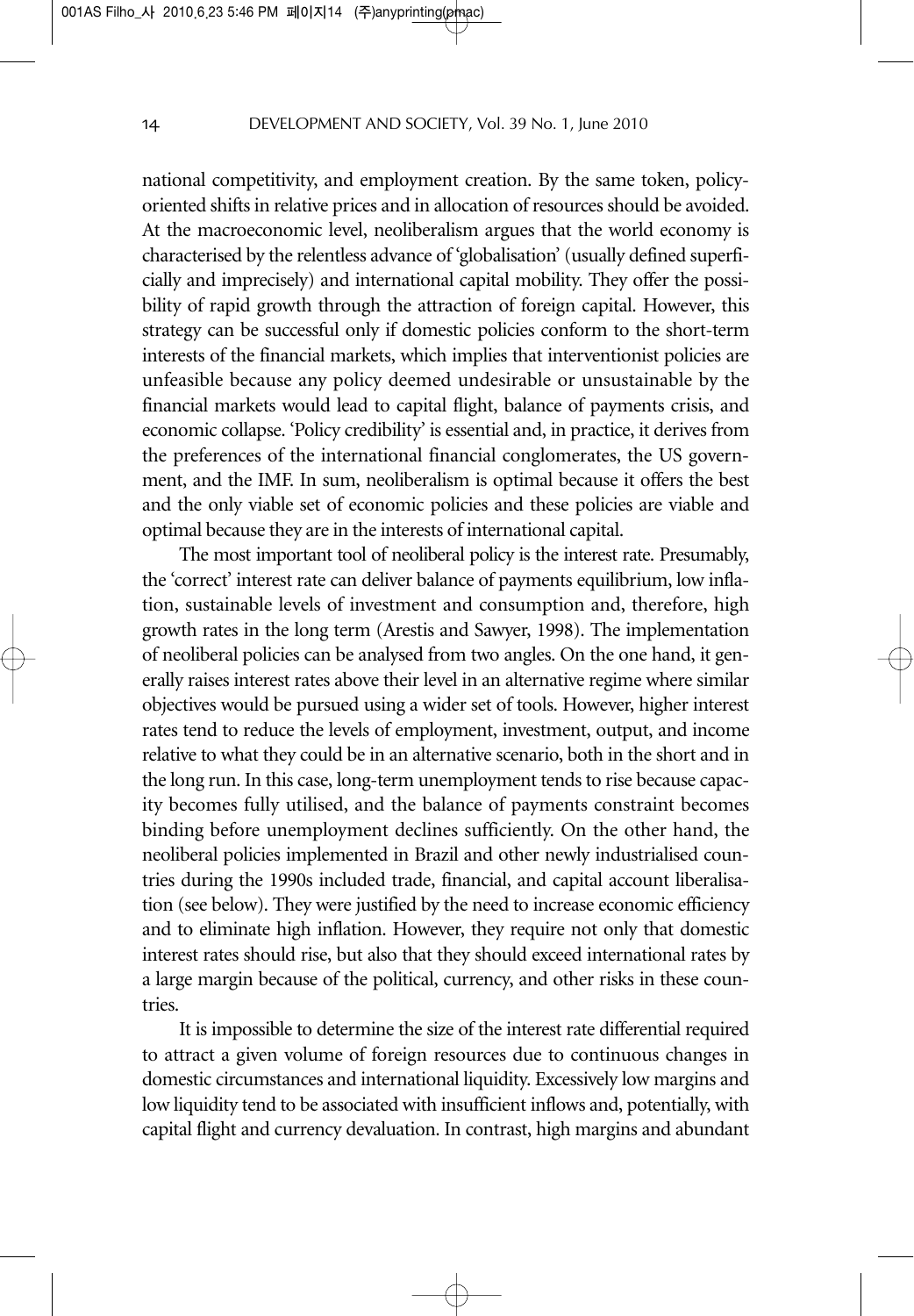national competitivity, and employment creation. By the same token, policy-oriented shifts in relative prices and in allocation of resources should be avoided. At the macroeconomic level, neoliberalism argues that the world economy is characterised by the relentless advance of 'globalisation' (usually defined superficially and imprecisely) and international capital mobility. They offer the possibility of rapid growth through the attraction of foreign capital. However, this strategy can be successful only if domestic policies conform to the short-term interests of the financial markets, which implies that interventionist policies are unfeasible because any policy deemed undesirable or unsustainable by the financial markets would lead to capital flight, balance of payments crisis, and economic collapse. 'Policy credibility' is essential and, in practice, it derives from the preferences of the international financial conglomerates, the US government, and the IMF. In sum, neoliberalism is optimal because it offers the best and the only viable set of economic policies and these policies are viable and optimal because they are in the interests of international capital.

The most important tool of neoliberal policy is the interest rate. Presumably, the 'correct' interest rate can deliver balance of payments equilibrium, low inflation, sustainable levels of investment and consumption and, therefore, high growth rates in the long term (Arestis and Sawyer, 1998). The implementation of neoliberal policies can be analysed from two angles. On the one hand, it generally raises interest rates above their level in an alternative regime where similar objectives would be pursued using a wider set of tools. However, higher interest rates tend to reduce the levels of employment, investment, output, and income relative to what they could be in an alternative scenario, both in the short and in the long run. In this case, long-term unemployment tends to rise because capacity becomes fully utilised, and the balance of payments constraint becomes binding before unemployment declines sufficiently. On the other hand, the neoliberal policies implemented in Brazil and other newly industrialised countries during the 1990s included trade, financial, and capital account liberalisation (see below). They were justified by the need to increase economic efficiency and to eliminate high inflation. However, they require not only that domestic interest rates should rise, but also that they should exceed international rates by a large margin because of the political, currency, and other risks in these countries.

It is impossible to determine the size of the interest rate differential required to attract a given volume of foreign resources due to continuous changes in domestic circumstances and international liquidity. Excessively low margins and low liquidity tend to be associated with insufficient inflows and, potentially, with capital flight and currency devaluation. In contrast, high margins and abundant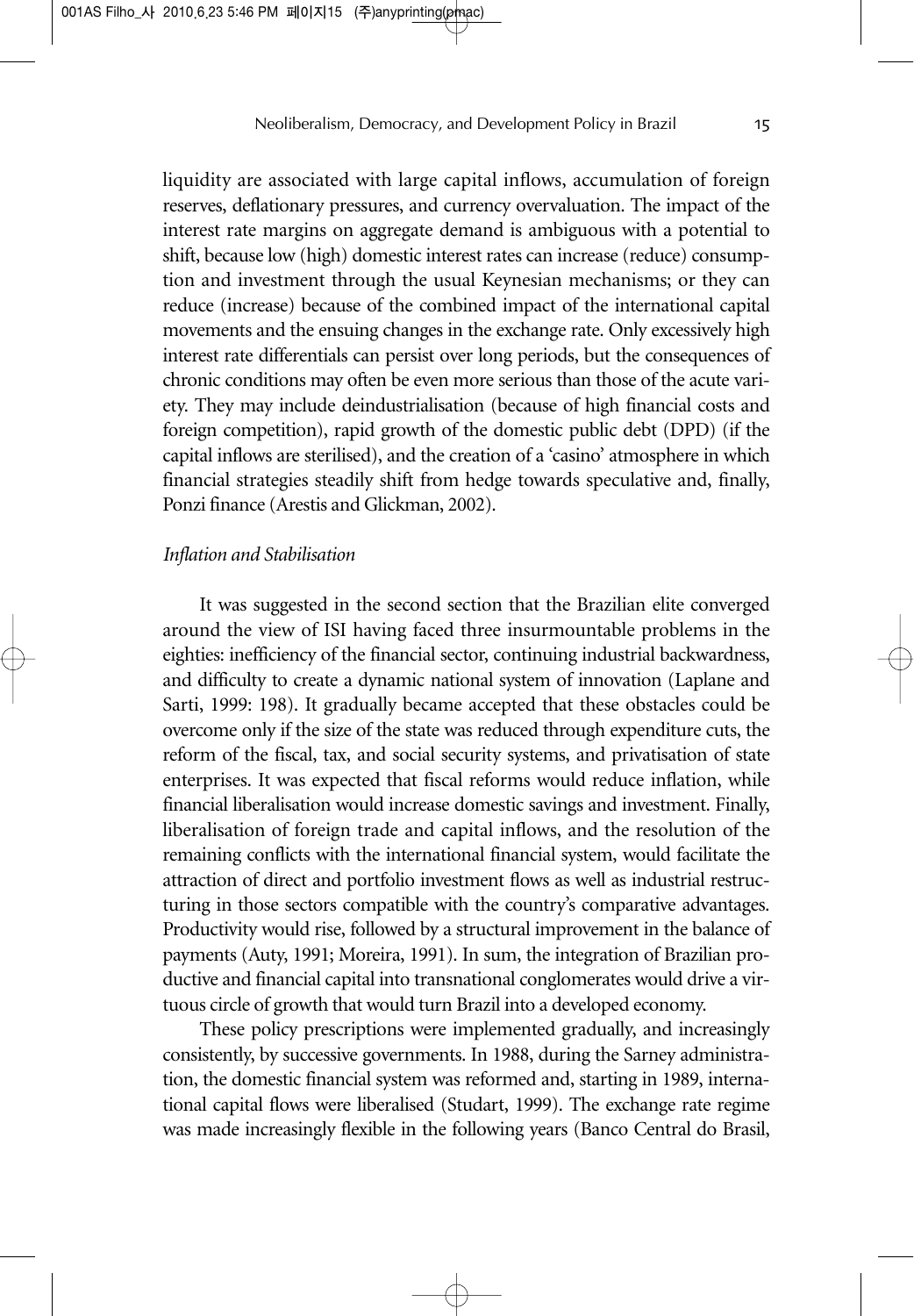liquidity are associated with large capital inflows, accumulation of foreign reserves, deflationary pressures, and currency overvaluation. The impact of the interest rate margins on aggregate demand is ambiguous with a potential to shift, because low (high) domestic interest rates can increase (reduce) consumption and investment through the usual Keynesian mechanisms; or they can reduce (increase) because of the combined impact of the international capital movements and the ensuing changes in the exchange rate. Only excessively high interest rate differentials can persist over long periods, but the consequences of chronic conditions may often be even more serious than those of the acute variety. They may include deindustrialisation (because of high financial costs and foreign competition), rapid growth of the domestic public debt (DPD) (if the capital inflows are sterilised), and the creation of a 'casino' atmosphere in which financial strategies steadily shift from hedge towards speculative and, finally, Ponzi finance (Arestis and Glickman, 2002).

### *Inflation and Stabilisation*

It was suggested in the second section that the Brazilian elite converged around the view of ISI having faced three insurmountable problems in the eighties: inefficiency of the financial sector, continuing industrial backwardness, and difficulty to create a dynamic national system of innovation (Laplane and Sarti, 1999: 198). It gradually became accepted that these obstacles could be overcome only if the size of the state was reduced through expenditure cuts, the reform of the fiscal, tax, and social security systems, and privatisation of state enterprises. It was expected that fiscal reforms would reduce inflation, while financial liberalisation would increase domestic savings and investment. Finally, liberalisation of foreign trade and capital inflows, and the resolution of the remaining conflicts with the international financial system, would facilitate the attraction of direct and portfolio investment flows as well as industrial restructuring in those sectors compatible with the country's comparative advantages. Productivity would rise, followed by a structural improvement in the balance of payments (Auty, 1991; Moreira, 1991). In sum, the integration of Brazilian productive and financial capital into transnational conglomerates would drive a virtuous circle of growth that would turn Brazil into a developed economy.

These policy prescriptions were implemented gradually, and increasingly consistently, by successive governments. In 1988, during the Sarney administration, the domestic financial system was reformed and, starting in 1989, international capital flows were liberalised (Studart, 1999). The exchange rate regime was made increasingly flexible in the following years (Banco Central do Brasil,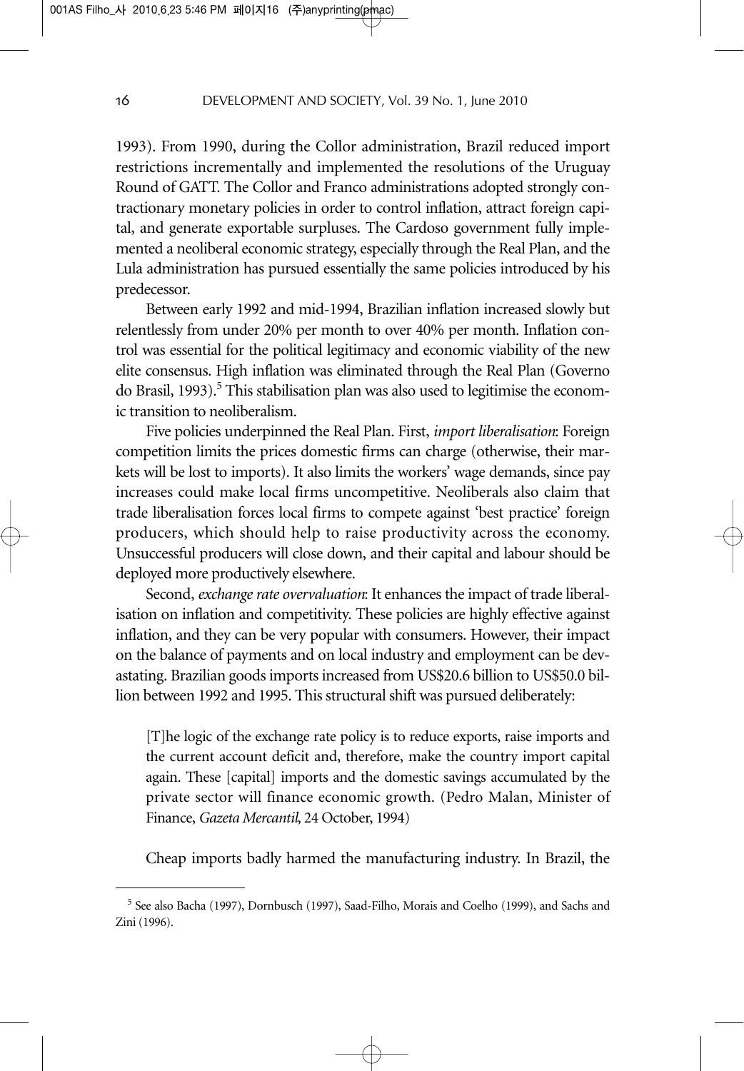1993). From 1990, during the Collor administration, Brazil reduced import restrictions incrementally and implemented the resolutions of the Uruguay Round of GATT. The Collor and Franco administrations adopted strongly contractionary monetary policies in order to control inflation, attract foreign capital, and generate exportable surpluses. The Cardoso government fully implemented a neoliberal economic strategy, especially through the Real Plan, and the Lula administration has pursued essentially the same policies introduced by his predecessor.

Between early 1992 and mid-1994, Brazilian inflation increased slowly but relentlessly from under 20% per month to over 40% per month. Inflation control was essential for the political legitimacy and economic viability of the new elite consensus. High inflation was eliminated through the Real Plan (Governo do Brasil, 1993).[5] This stabilisation plan was also used to legitimise the economic transition to neoliberalism.

Five policies underpinned the Real Plan. First, *import liberalisation*: Foreign competition limits the prices domestic firms can charge (otherwise, their markets will be lost to imports). It also limits the workers' wage demands, since pay increases could make local firms uncompetitive. Neoliberals also claim that trade liberalisation forces local firms to compete against 'best practice' foreign producers, which should help to raise productivity across the economy. Unsuccessful producers will close down, and their capital and labour should be deployed more productively elsewhere.

Second, *exchange rate overvaluation*: It enhances the impact of trade liberalisation on inflation and competitivity. These policies are highly effective against inflation, and they can be very popular with consumers. However, their impact on the balance of payments and on local industry and employment can be devastating. Brazilian goods imports increased from US$20.6 billion to US$50.0 billion between 1992 and 1995. This structural shift was pursued deliberately:

> [T]he logic of the exchange rate policy is to reduce exports, raise imports and the current account deficit and, therefore, make the country import capital again. These [capital] imports and the domestic savings accumulated by the private sector will finance economic growth. (Pedro Malan, Minister of Finance, *Gazeta Mercantil*, 24 October, 1994)

Cheap imports badly harmed the manufacturing industry. In Brazil, the

---

[5] See also Bacha (1997), Dornbusch (1997), Saad-Filho, Morais and Coelho (1999), and Sachs and Zini (1996).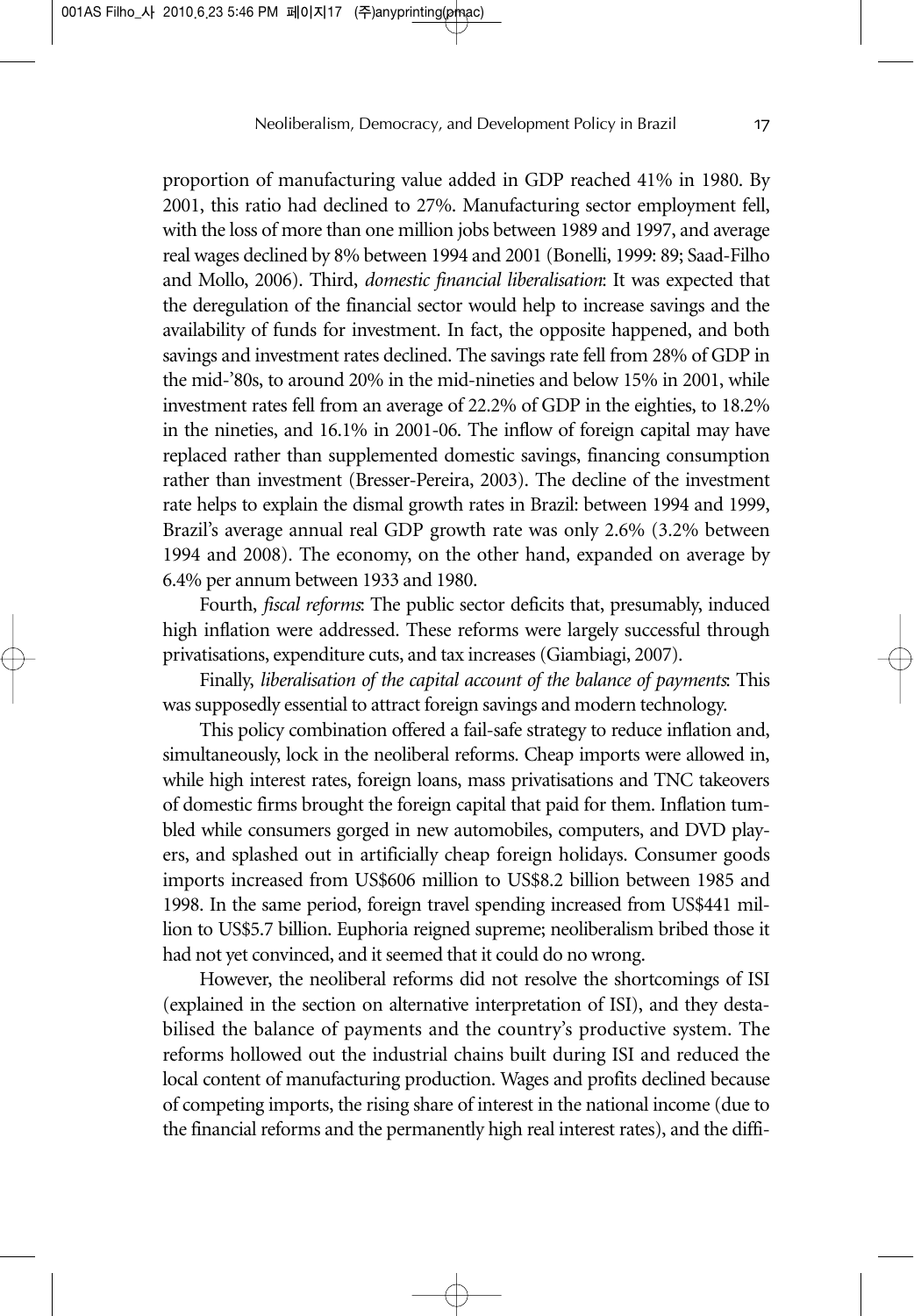proportion of manufacturing value added in GDP reached 41% in 1980. By 2001, this ratio had declined to 27%. Manufacturing sector employment fell, with the loss of more than one million jobs between 1989 and 1997, and average real wages declined by 8% between 1994 and 2001 (Bonelli, 1999: 89; Saad-Filho and Mollo, 2006). Third, *domestic financial liberalisation*: It was expected that the deregulation of the financial sector would help to increase savings and the availability of funds for investment. In fact, the opposite happened, and both savings and investment rates declined. The savings rate fell from 28% of GDP in the mid-'80s, to around 20% in the mid-nineties and below 15% in 2001, while investment rates fell from an average of 22.2% of GDP in the eighties, to 18.2% in the nineties, and 16.1% in 2001-06. The inflow of foreign capital may have replaced rather than supplemented domestic savings, financing consumption rather than investment (Bresser-Pereira, 2003). The decline of the investment rate helps to explain the dismal growth rates in Brazil: between 1994 and 1999, Brazil's average annual real GDP growth rate was only 2.6% (3.2% between 1994 and 2008). The economy, on the other hand, expanded on average by 6.4% per annum between 1933 and 1980.

Fourth, *fiscal reforms*: The public sector deficits that, presumably, induced high inflation were addressed. These reforms were largely successful through privatisations, expenditure cuts, and tax increases (Giambiagi, 2007).

Finally, *liberalisation of the capital account of the balance of payments*: This was supposedly essential to attract foreign savings and modern technology.

This policy combination offered a fail-safe strategy to reduce inflation and, simultaneously, lock in the neoliberal reforms. Cheap imports were allowed in, while high interest rates, foreign loans, mass privatisations and TNC takeovers of domestic firms brought the foreign capital that paid for them. Inflation tumbled while consumers gorged in new automobiles, computers, and DVD players, and splashed out in artificially cheap foreign holidays. Consumer goods imports increased from US$606 million to US$8.2 billion between 1985 and 1998. In the same period, foreign travel spending increased from US$441 million to US$5.7 billion. Euphoria reigned supreme; neoliberalism bribed those it had not yet convinced, and it seemed that it could do no wrong.

However, the neoliberal reforms did not resolve the shortcomings of ISI (explained in the section on alternative interpretation of ISI), and they destabilised the balance of payments and the country's productive system. The reforms hollowed out the industrial chains built during ISI and reduced the local content of manufacturing production. Wages and profits declined because of competing imports, the rising share of interest in the national income (due to the financial reforms and the permanently high real interest rates), and the diffi-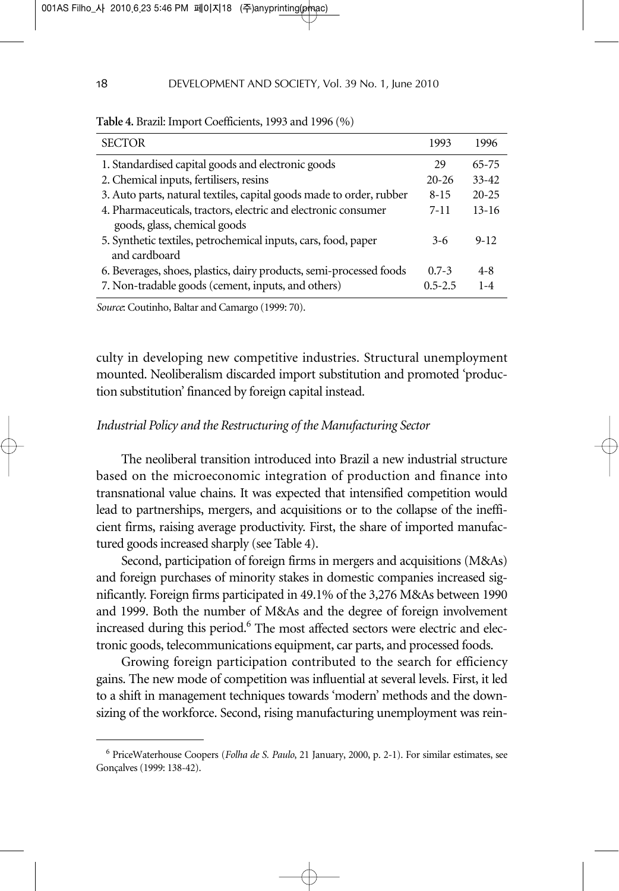**Table 4.** Brazil: Import Coefficients, 1993 and 1996 (%)

| SECTOR | 1993 | 1996 |
| --- | --- | --- |
| 1. Standardised capital goods and electronic goods | 29 | 65-75 |
| 2. Chemical inputs, fertilisers, resins | 20-26 | 33-42 |
| 3. Auto parts, natural textiles, capital goods made to order, rubber | 8-15 | 20-25 |
| 4. Pharmaceuticals, tractors, electric and electronic consumer goods, glass, chemical goods | 7-11 | 13-16 |
| 5. Synthetic textiles, petrochemical inputs, cars, food, paper and cardboard | 3-6 | 9-12 |
| 6. Beverages, shoes, plastics, dairy products, semi-processed foods | 0.7-3 | 4-8 |
| 7. Non-tradable goods (cement, inputs, and others) | 0.5-2.5 | 1-4 |

*Source*: Coutinho, Baltar and Camargo (1999: 70).

culty in developing new competitive industries. Structural unemployment mounted. Neoliberalism discarded import substitution and promoted 'production substitution' financed by foreign capital instead.

### *Industrial Policy and the Restructuring of the Manufacturing Sector*

The neoliberal transition introduced into Brazil a new industrial structure based on the microeconomic integration of production and finance into transnational value chains. It was expected that intensified competition would lead to partnerships, mergers, and acquisitions or to the collapse of the inefficient firms, raising average productivity. First, the share of imported manufactured goods increased sharply (see Table 4).

Second, participation of foreign firms in mergers and acquisitions (M&As) and foreign purchases of minority stakes in domestic companies increased significantly. Foreign firms participated in 49.1% of the 3,276 M&As between 1990 and 1999. Both the number of M&As and the degree of foreign involvement increased during this period.[6] The most affected sectors were electric and electronic goods, telecommunications equipment, car parts, and processed foods.

Growing foreign participation contributed to the search for efficiency gains. The new mode of competition was influential at several levels. First, it led to a shift in management techniques towards 'modern' methods and the downsizing of the workforce. Second, rising manufacturing unemployment was rein-

[6] PriceWaterhouse Coopers (*Folha de S. Paulo*, 21 January, 2000, p. 2-1). For similar estimates, see Gonçalves (1999: 138-42).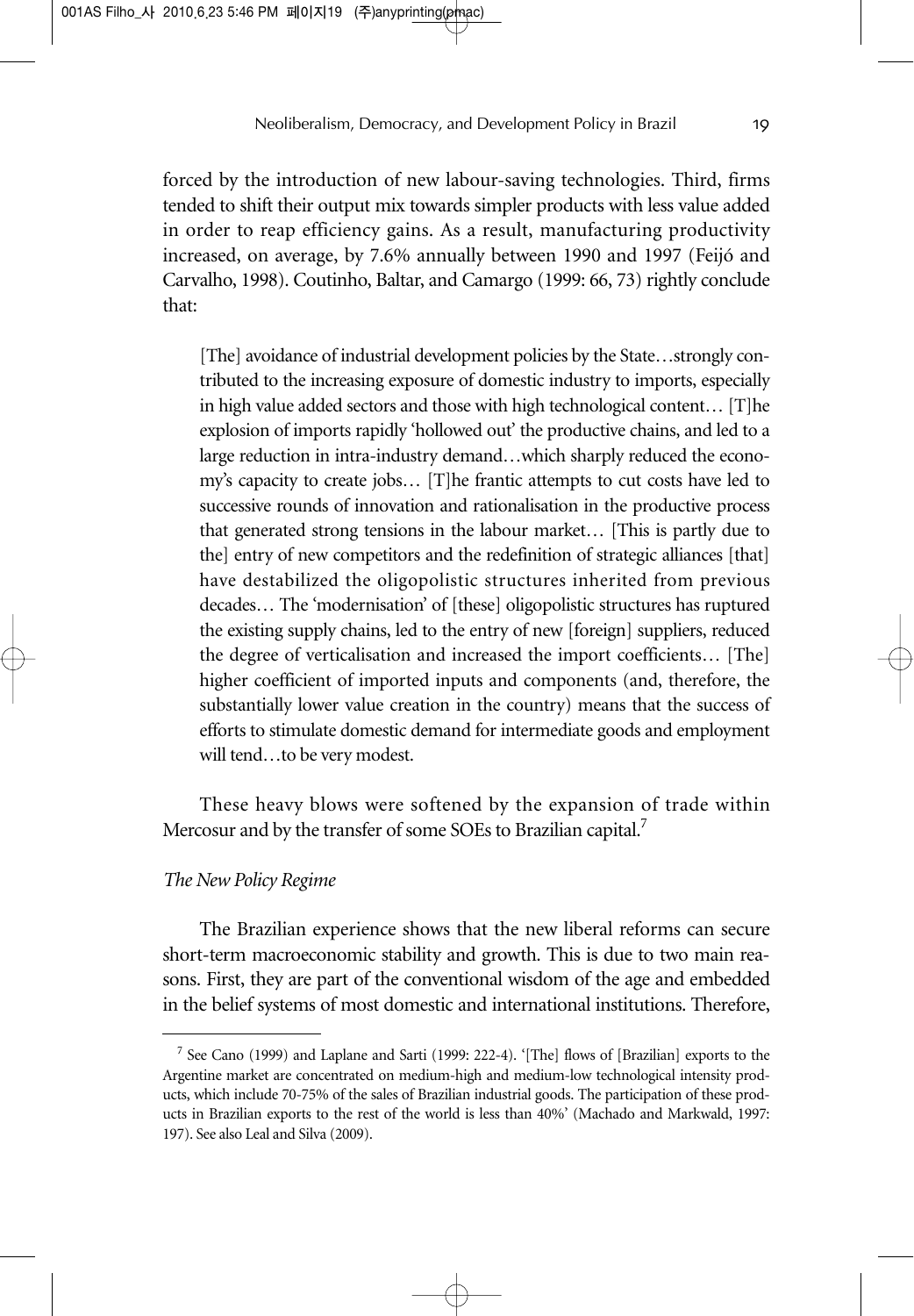forced by the introduction of new labour-saving technologies. Third, firms tended to shift their output mix towards simpler products with less value added in order to reap efficiency gains. As a result, manufacturing productivity increased, on average, by 7.6% annually between 1990 and 1997 (Feijó and Carvalho, 1998). Coutinho, Baltar, and Camargo (1999: 66, 73) rightly conclude that:

> [The] avoidance of industrial development policies by the State…strongly contributed to the increasing exposure of domestic industry to imports, especially in high value added sectors and those with high technological content… [T]he explosion of imports rapidly 'hollowed out' the productive chains, and led to a large reduction in intra-industry demand…which sharply reduced the economy's capacity to create jobs… [T]he frantic attempts to cut costs have led to successive rounds of innovation and rationalisation in the productive process that generated strong tensions in the labour market… [This is partly due to the] entry of new competitors and the redefinition of strategic alliances [that] have destabilized the oligopolistic structures inherited from previous decades… The 'modernisation' of [these] oligopolistic structures has ruptured the existing supply chains, led to the entry of new [foreign] suppliers, reduced the degree of verticalisation and increased the import coefficients… [The] higher coefficient of imported inputs and components (and, therefore, the substantially lower value creation in the country) means that the success of efforts to stimulate domestic demand for intermediate goods and employment will tend…to be very modest.

These heavy blows were softened by the expansion of trade within Mercosur and by the transfer of some SOEs to Brazilian capital.[7]

*The New Policy Regime*

The Brazilian experience shows that the new liberal reforms can secure short-term macroeconomic stability and growth. This is due to two main reasons. First, they are part of the conventional wisdom of the age and embedded in the belief systems of most domestic and international institutions. Therefore,

---

[7] See Cano (1999) and Laplane and Sarti (1999: 222-4). '[The] flows of [Brazilian] exports to the Argentine market are concentrated on medium-high and medium-low technological intensity products, which include 70-75% of the sales of Brazilian industrial goods. The participation of these products in Brazilian exports to the rest of the world is less than 40%' (Machado and Markwald, 1997: 197). See also Leal and Silva (2009).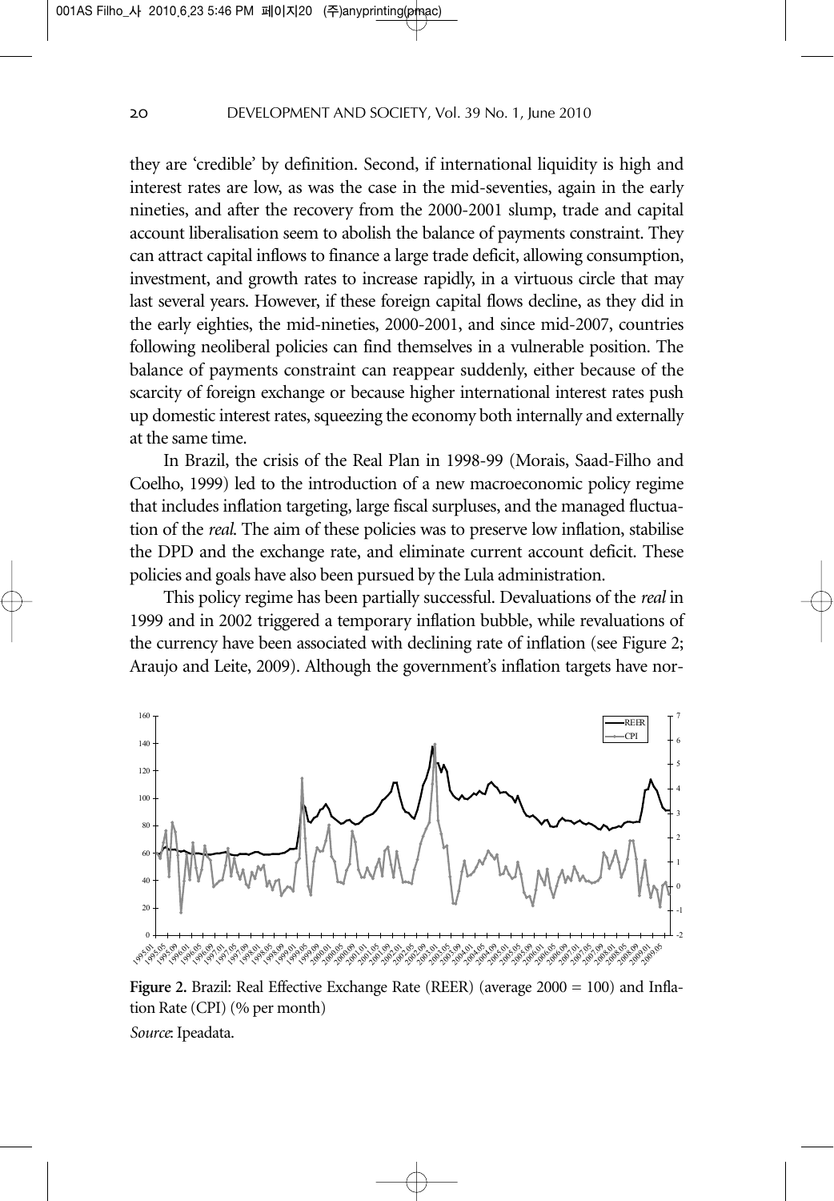they are 'credible' by definition. Second, if international liquidity is high and interest rates are low, as was the case in the mid-seventies, again in the early nineties, and after the recovery from the 2000-2001 slump, trade and capital account liberalisation seem to abolish the balance of payments constraint. They can attract capital inflows to finance a large trade deficit, allowing consumption, investment, and growth rates to increase rapidly, in a virtuous circle that may last several years. However, if these foreign capital flows decline, as they did in the early eighties, the mid-nineties, 2000-2001, and since mid-2007, countries following neoliberal policies can find themselves in a vulnerable position. The balance of payments constraint can reappear suddenly, either because of the scarcity of foreign exchange or because higher international interest rates push up domestic interest rates, squeezing the economy both internally and externally at the same time.

In Brazil, the crisis of the Real Plan in 1998-99 (Morais, Saad-Filho and Coelho, 1999) led to the introduction of a new macroeconomic policy regime that includes inflation targeting, large fiscal surpluses, and the managed fluctuation of the *real*. The aim of these policies was to preserve low inflation, stabilise the DPD and the exchange rate, and eliminate current account deficit. These policies and goals have also been pursued by the Lula administration.

This policy regime has been partially successful. Devaluations of the *real* in 1999 and in 2002 triggered a temporary inflation bubble, while revaluations of the currency have been associated with declining rate of inflation (see Figure 2; Araujo and Leite, 2009). Although the government's inflation targets have nor-

**Figure 2.** Brazil: Real Effective Exchange Rate (REER) (average 2000 = 100) and Inflation Rate (CPI) (% per month)

*Source*: Ipeadata.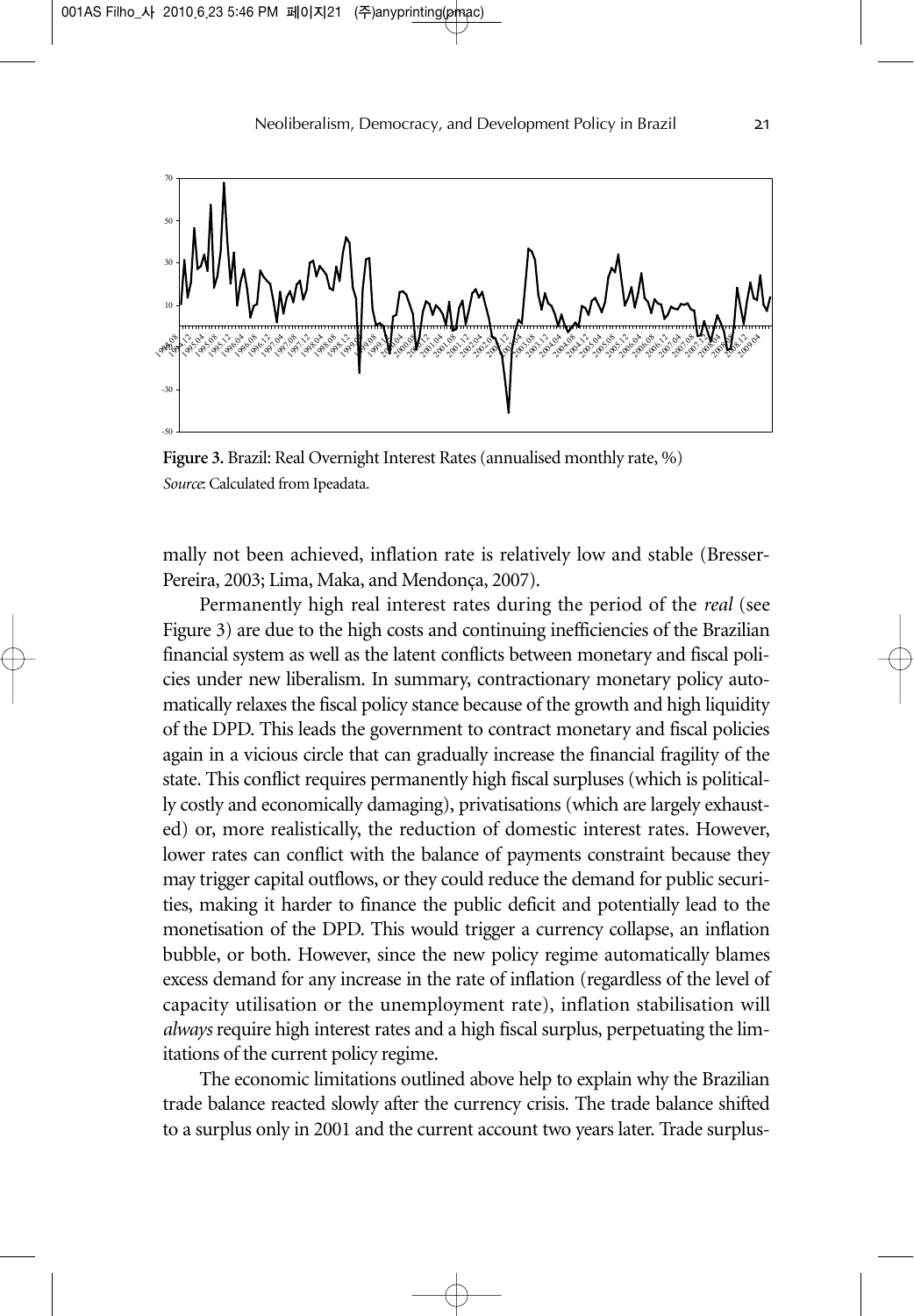Figure 3. Brazil: Real Overnight Interest Rates (annualised monthly rate, %)
*Source*: Calculated from Ipeadata.

mally not been achieved, inflation rate is relatively low and stable (Bresser-Pereira, 2003; Lima, Maka, and Mendonça, 2007).

Permanently high real interest rates during the period of the *real* (see Figure 3) are due to the high costs and continuing inefficiencies of the Brazilian financial system as well as the latent conflicts between monetary and fiscal policies under new liberalism. In summary, contractionary monetary policy automatically relaxes the fiscal policy stance because of the growth and high liquidity of the DPD. This leads the government to contract monetary and fiscal policies again in a vicious circle that can gradually increase the financial fragility of the state. This conflict requires permanently high fiscal surpluses (which is politically costly and economically damaging), privatisations (which are largely exhausted) or, more realistically, the reduction of domestic interest rates. However, lower rates can conflict with the balance of payments constraint because they may trigger capital outflows, or they could reduce the demand for public securities, making it harder to finance the public deficit and potentially lead to the monetisation of the DPD. This would trigger a currency collapse, an inflation bubble, or both. However, since the new policy regime automatically blames excess demand for any increase in the rate of inflation (regardless of the level of capacity utilisation or the unemployment rate), inflation stabilisation will *always* require high interest rates and a high fiscal surplus, perpetuating the limitations of the current policy regime.

The economic limitations outlined above help to explain why the Brazilian trade balance reacted slowly after the currency crisis. The trade balance shifted to a surplus only in 2001 and the current account two years later. Trade surplus-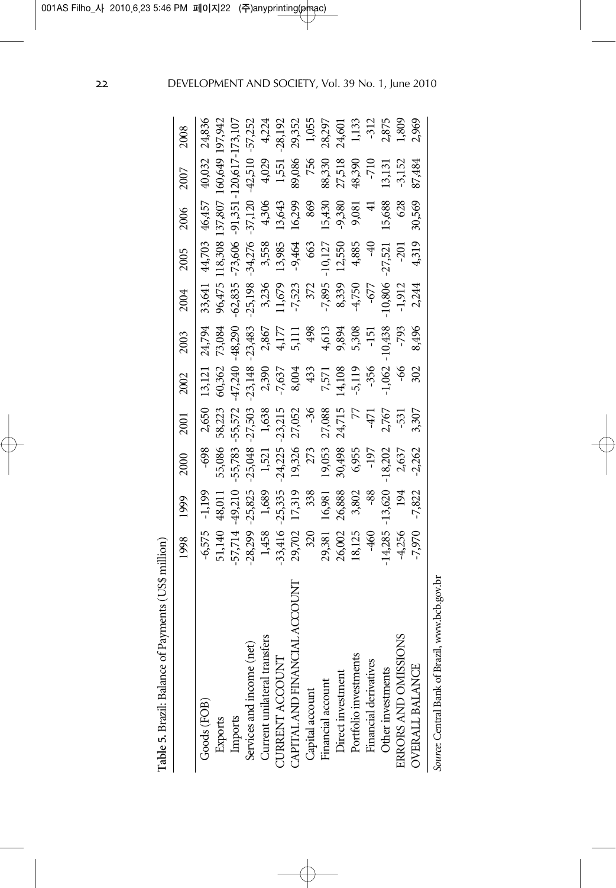**Table 5.** Brazil: Balance of Payments (US$ million)

| | 1998 | 1999 | 2000 | 2001 | 2002 | 2003 | 2004 | 2005 | 2006 | 2007 | 2008 |
|---|---|---|---|---|---|---|---|---|---|---|---|
| Goods (FOB) | -6,575 | -1,199 | -698 | 2,650 | 13,121 | 24,794 | 33,641 | 44,703 | 46,457 | 40,032 | 24,836 |
| Exports | 51,140 | 48,011 | 55,086 | 58,223 | 60,362 | 73,084 | 96,475 | 118,308 | 137,807 | 160,649 | 197,942 |
| Imports | -57,714 | -49,210 | -55,783 | -55,572 | -47,240 | -48,290 | -62,835 | -73,606 | -91,351 | -120,617 | -173,107 |
| Services and income (net) | -28,299 | -25,825 | -25,048 | -27,503 | -23,148 | -23,483 | -25,198 | -34,276 | -37,120 | -42,510 | -57,252 |
| Current unilateral transfers | 1,458 | 1,689 | 1,521 | 1,638 | 2,390 | 2,867 | 3,236 | 3,558 | 4,306 | 4,029 | 4,224 |
| CURRENT ACCOUNT | -33,416 | -25,335 | -24,225 | -23,215 | -7,637 | 4,177 | 11,679 | 13,985 | 13,643 | 1,551 | -28,192 |
| CAPITAL AND FINANCIAL ACCOUNT | 29,702 | 17,319 | 19,326 | 27,052 | 8,004 | 5,111 | -7,523 | -9,464 | 16,299 | 89,086 | 29,352 |
| Capital account | 320 | 338 | 273 | -36 | 433 | 498 | 372 | 663 | 869 | 756 | 1,055 |
| Financial account | 29,381 | 16,981 | 19,053 | 27,088 | 7,571 | 4,613 | -7,895 | -10,127 | 15,430 | 88,330 | 28,297 |
| Direct investment | 26,002 | 26,888 | 30,498 | 24,715 | 14,108 | 9,894 | 8,339 | 12,550 | -9,380 | 27,518 | 24,601 |
| Portfolio investments | 18,125 | 3,802 | 6,955 | 77 | -5,119 | 5,308 | -4,750 | 4,885 | 9,081 | 48,390 | 1,133 |
| Financial derivatives | -460 | -88 | -197 | -471 | -356 | -151 | -677 | -40 | 41 | -710 | -312 |
| Other investments | -14,285 | -13,620 | -18,202 | 2,767 | -1,062 | -10,438 | -10,806 | -27,521 | 15,688 | 13,131 | 2,875 |
| ERRORS AND OMISSIONS | -4,256 | 194 | 2,637 | -531 | -66 | -793 | -1,912 | -201 | 628 | -3,152 | 1,809 |
| OVERALL BALANCE | -7,970 | -7,822 | -2,262 | 3,307 | 302 | 8,496 | 2,244 | 4,319 | 30,569 | 87,484 | 2,969 |

*Source*: Central Bank of Brazil, www.bcb.gov.br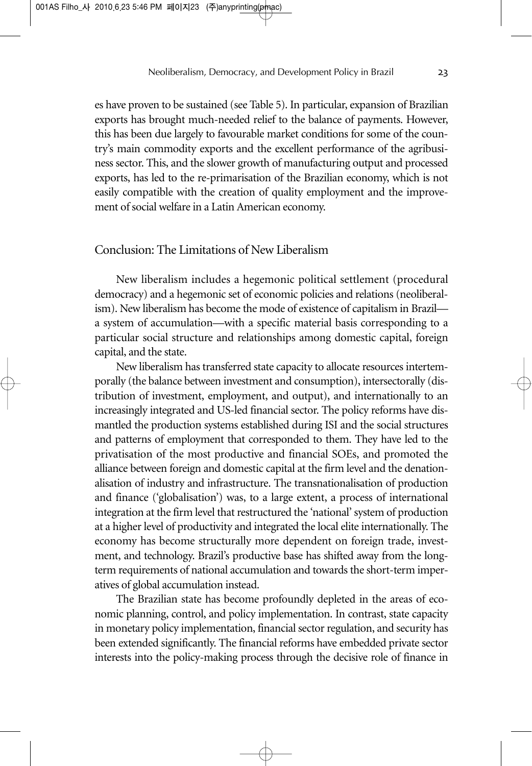es have proven to be sustained (see Table 5). In particular, expansion of Brazilian exports has brought much-needed relief to the balance of payments. However, this has been due largely to favourable market conditions for some of the country's main commodity exports and the excellent performance of the agribusiness sector. This, and the slower growth of manufacturing output and processed exports, has led to the re-primarisation of the Brazilian economy, which is not easily compatible with the creation of quality employment and the improvement of social welfare in a Latin American economy.

## Conclusion: The Limitations of New Liberalism

New liberalism includes a hegemonic political settlement (procedural democracy) and a hegemonic set of economic policies and relations (neoliberalism). New liberalism has become the mode of existence of capitalism in Brazil—a system of accumulation—with a specific material basis corresponding to a particular social structure and relationships among domestic capital, foreign capital, and the state.

New liberalism has transferred state capacity to allocate resources intertemporally (the balance between investment and consumption), intersectorally (distribution of investment, employment, and output), and internationally to an increasingly integrated and US-led financial sector. The policy reforms have dismantled the production systems established during ISI and the social structures and patterns of employment that corresponded to them. They have led to the privatisation of the most productive and financial SOEs, and promoted the alliance between foreign and domestic capital at the firm level and the denationalisation of industry and infrastructure. The transnationalisation of production and finance ('globalisation') was, to a large extent, a process of international integration at the firm level that restructured the 'national' system of production at a higher level of productivity and integrated the local elite internationally. The economy has become structurally more dependent on foreign trade, investment, and technology. Brazil's productive base has shifted away from the long-term requirements of national accumulation and towards the short-term imperatives of global accumulation instead.

The Brazilian state has become profoundly depleted in the areas of economic planning, control, and policy implementation. In contrast, state capacity in monetary policy implementation, financial sector regulation, and security has been extended significantly. The financial reforms have embedded private sector interests into the policy-making process through the decisive role of finance in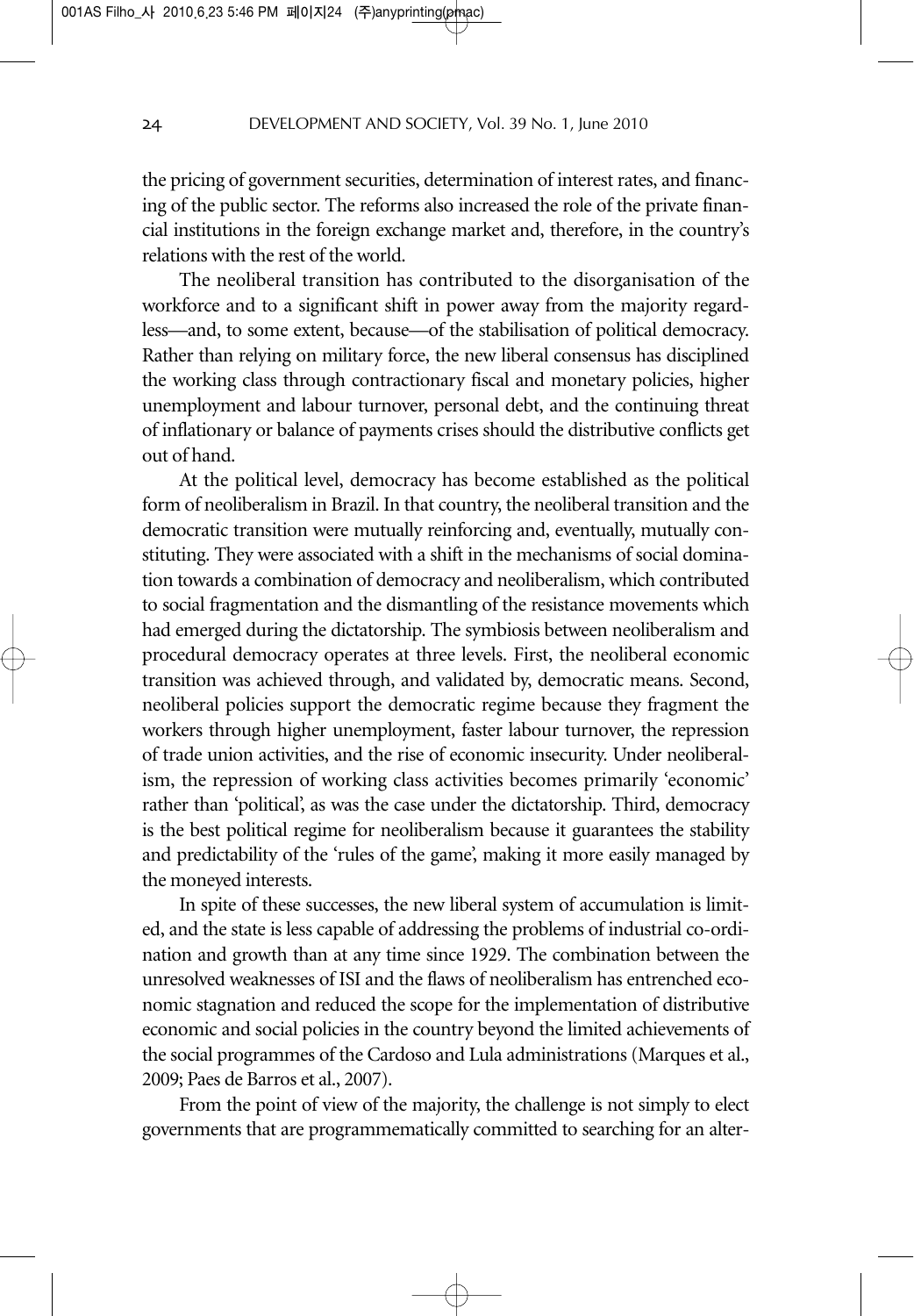the pricing of government securities, determination of interest rates, and financing of the public sector. The reforms also increased the role of the private financial institutions in the foreign exchange market and, therefore, in the country's relations with the rest of the world.

The neoliberal transition has contributed to the disorganisation of the workforce and to a significant shift in power away from the majority regardless—and, to some extent, because—of the stabilisation of political democracy. Rather than relying on military force, the new liberal consensus has disciplined the working class through contractionary fiscal and monetary policies, higher unemployment and labour turnover, personal debt, and the continuing threat of inflationary or balance of payments crises should the distributive conflicts get out of hand.

At the political level, democracy has become established as the political form of neoliberalism in Brazil. In that country, the neoliberal transition and the democratic transition were mutually reinforcing and, eventually, mutually constituting. They were associated with a shift in the mechanisms of social domination towards a combination of democracy and neoliberalism, which contributed to social fragmentation and the dismantling of the resistance movements which had emerged during the dictatorship. The symbiosis between neoliberalism and procedural democracy operates at three levels. First, the neoliberal economic transition was achieved through, and validated by, democratic means. Second, neoliberal policies support the democratic regime because they fragment the workers through higher unemployment, faster labour turnover, the repression of trade union activities, and the rise of economic insecurity. Under neoliberalism, the repression of working class activities becomes primarily 'economic' rather than 'political', as was the case under the dictatorship. Third, democracy is the best political regime for neoliberalism because it guarantees the stability and predictability of the 'rules of the game', making it more easily managed by the moneyed interests.

In spite of these successes, the new liberal system of accumulation is limited, and the state is less capable of addressing the problems of industrial co-ordination and growth than at any time since 1929. The combination between the unresolved weaknesses of ISI and the flaws of neoliberalism has entrenched economic stagnation and reduced the scope for the implementation of distributive economic and social policies in the country beyond the limited achievements of the social programmes of the Cardoso and Lula administrations (Marques et al., 2009; Paes de Barros et al., 2007).

From the point of view of the majority, the challenge is not simply to elect governments that are programmematically committed to searching for an alter-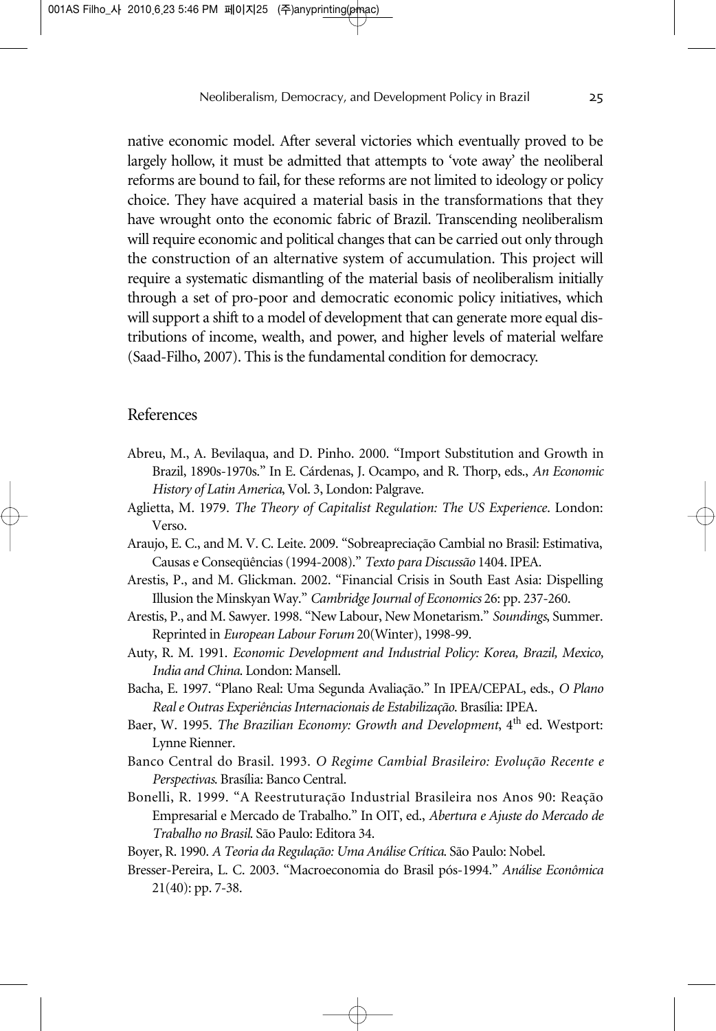native economic model. After several victories which eventually proved to be largely hollow, it must be admitted that attempts to 'vote away' the neoliberal reforms are bound to fail, for these reforms are not limited to ideology or policy choice. They have acquired a material basis in the transformations that they have wrought onto the economic fabric of Brazil. Transcending neoliberalism will require economic and political changes that can be carried out only through the construction of an alternative system of accumulation. This project will require a systematic dismantling of the material basis of neoliberalism initially through a set of pro-poor and democratic economic policy initiatives, which will support a shift to a model of development that can generate more equal distributions of income, wealth, and power, and higher levels of material welfare (Saad-Filho, 2007). This is the fundamental condition for democracy.

## References

Abreu, M., A. Bevilaqua, and D. Pinho. 2000. "Import Substitution and Growth in Brazil, 1890s-1970s." In E. Cárdenas, J. Ocampo, and R. Thorp, eds., *An Economic History of Latin America*, Vol. 3, London: Palgrave.

Aglietta, M. 1979. *The Theory of Capitalist Regulation: The US Experience*. London: Verso.

Araujo, E. C., and M. V. C. Leite. 2009. "Sobreapreciação Cambial no Brasil: Estimativa, Causas e Conseqüências (1994-2008)." *Texto para Discussão* 1404. IPEA.

Arestis, P., and M. Glickman. 2002. "Financial Crisis in South East Asia: Dispelling Illusion the Minskyan Way." *Cambridge Journal of Economics* 26: pp. 237-260.

Arestis, P., and M. Sawyer. 1998. "New Labour, New Monetarism." *Soundings*, Summer. Reprinted in *European Labour Forum* 20(Winter), 1998-99.

Auty, R. M. 1991. *Economic Development and Industrial Policy: Korea, Brazil, Mexico, India and China*. London: Mansell.

Bacha, E. 1997. "Plano Real: Uma Segunda Avaliação." In IPEA/CEPAL, eds., *O Plano Real e Outras Experiências Internacionais de Estabilização*. Brasília: IPEA.

Baer, W. 1995. *The Brazilian Economy: Growth and Development*, 4th ed. Westport: Lynne Rienner.

Banco Central do Brasil. 1993. *O Regime Cambial Brasileiro: Evolução Recente e Perspectivas*. Brasília: Banco Central.

Bonelli, R. 1999. "A Reestruturação Industrial Brasileira nos Anos 90: Reação Empresarial e Mercado de Trabalho." In OIT, ed., *Abertura e Ajuste do Mercado de Trabalho no Brasil*. São Paulo: Editora 34.

Boyer, R. 1990. *A Teoria da Regulação: Uma Análise Crítica*. São Paulo: Nobel.

Bresser-Pereira, L. C. 2003. "Macroeconomia do Brasil pós-1994." *Análise Econômica* 21(40): pp. 7-38.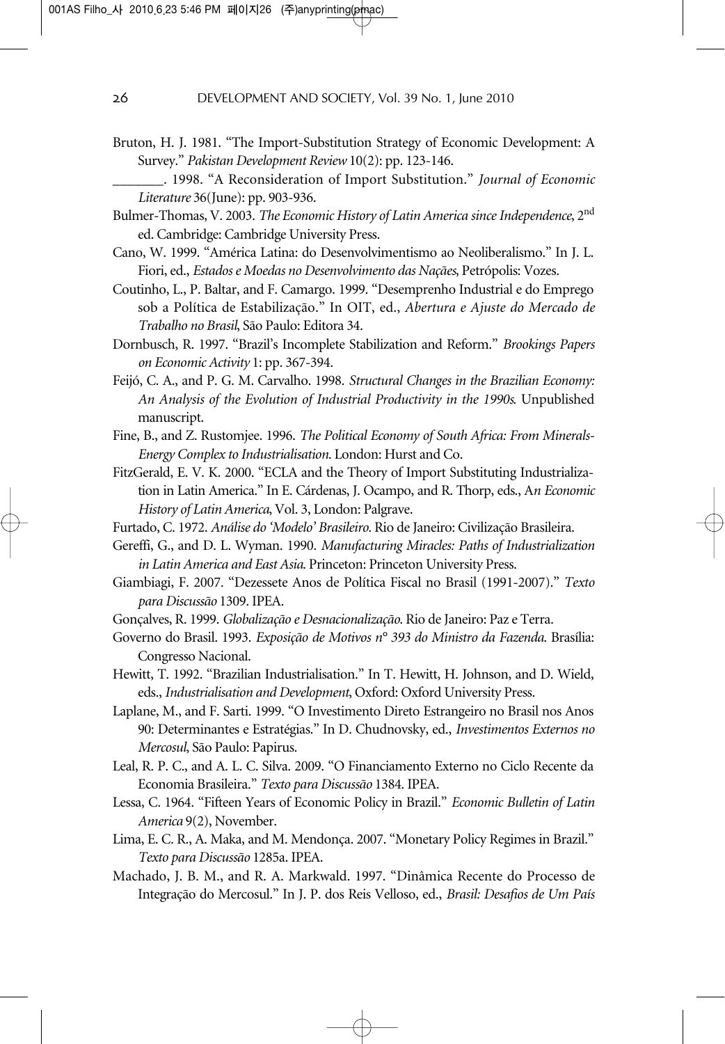Bruton, H. J. 1981. "The Import-Substitution Strategy of Economic Development: A Survey." *Pakistan Development Review* 10(2): pp. 123-146.

_______. 1998. "A Reconsideration of Import Substitution." *Journal of Economic Literature* 36(June): pp. 903-936.

Bulmer-Thomas, V. 2003. *The Economic History of Latin America since Independence*, 2nd ed. Cambridge: Cambridge University Press.

Cano, W. 1999. "América Latina: do Desenvolvimentismo ao Neoliberalismo." In J. L. Fiori, ed., *Estados e Moedas no Desenvolvimento das Nações*, Petrópolis: Vozes.

Coutinho, L., P. Baltar, and F. Camargo. 1999. "Desemprenho Industrial e do Emprego sob a Política de Estabilização." In OIT, ed., *Abertura e Ajuste do Mercado de Trabalho no Brasil*, São Paulo: Editora 34.

Dornbusch, R. 1997. "Brazil's Incomplete Stabilization and Reform." *Brookings Papers on Economic Activity* 1: pp. 367-394.

Feijó, C. A., and P. G. M. Carvalho. 1998. *Structural Changes in the Brazilian Economy: An Analysis of the Evolution of Industrial Productivity in the 1990s*. Unpublished manuscript.

Fine, B., and Z. Rustomjee. 1996. *The Political Economy of South Africa: From Minerals-Energy Complex to Industrialisation*. London: Hurst and Co.

FitzGerald, E. V. K. 2000. "ECLA and the Theory of Import Substituting Industrialization in Latin America." In E. Cárdenas, J. Ocampo, and R. Thorp, eds., *An Economic History of Latin America*, Vol. 3, London: Palgrave.

Furtado, C. 1972. *Análise do 'Modelo' Brasileiro*. Rio de Janeiro: Civilização Brasileira.

Gereffi, G., and D. L. Wyman. 1990. *Manufacturing Miracles: Paths of Industrialization in Latin America and East Asia*. Princeton: Princeton University Press.

Giambiagi, F. 2007. "Dezessete Anos de Política Fiscal no Brasil (1991-2007)." *Texto para Discussão* 1309. IPEA.

Gonçalves, R. 1999. *Globalização e Desnacionalização*. Rio de Janeiro: Paz e Terra.

Governo do Brasil. 1993. *Exposição de Motivos nº 393 do Ministro da Fazenda*. Brasília: Congresso Nacional.

Hewitt, T. 1992. "Brazilian Industrialisation." In T. Hewitt, H. Johnson, and D. Wield, eds., *Industrialisation and Development*, Oxford: Oxford University Press.

Laplane, M., and F. Sarti. 1999. "O Investimento Direto Estrangeiro no Brasil nos Anos 90: Determinantes e Estratégias." In D. Chudnovsky, ed., *Investimentos Externos no Mercosul*, São Paulo: Papirus.

Leal, R. P. C., and A. L. C. Silva. 2009. "O Financiamento Externo no Ciclo Recente da Economia Brasileira." *Texto para Discussão* 1384. IPEA.

Lessa, C. 1964. "Fifteen Years of Economic Policy in Brazil." *Economic Bulletin of Latin America* 9(2), November.

Lima, E. C. R., A. Maka, and M. Mendonça. 2007. "Monetary Policy Regimes in Brazil." *Texto para Discussão* 1285a. IPEA.

Machado, J. B. M., and R. A. Markwald. 1997. "Dinâmica Recente do Processo de Integração do Mercosul." In J. P. dos Reis Velloso, ed., *Brasil: Desafios de Um País*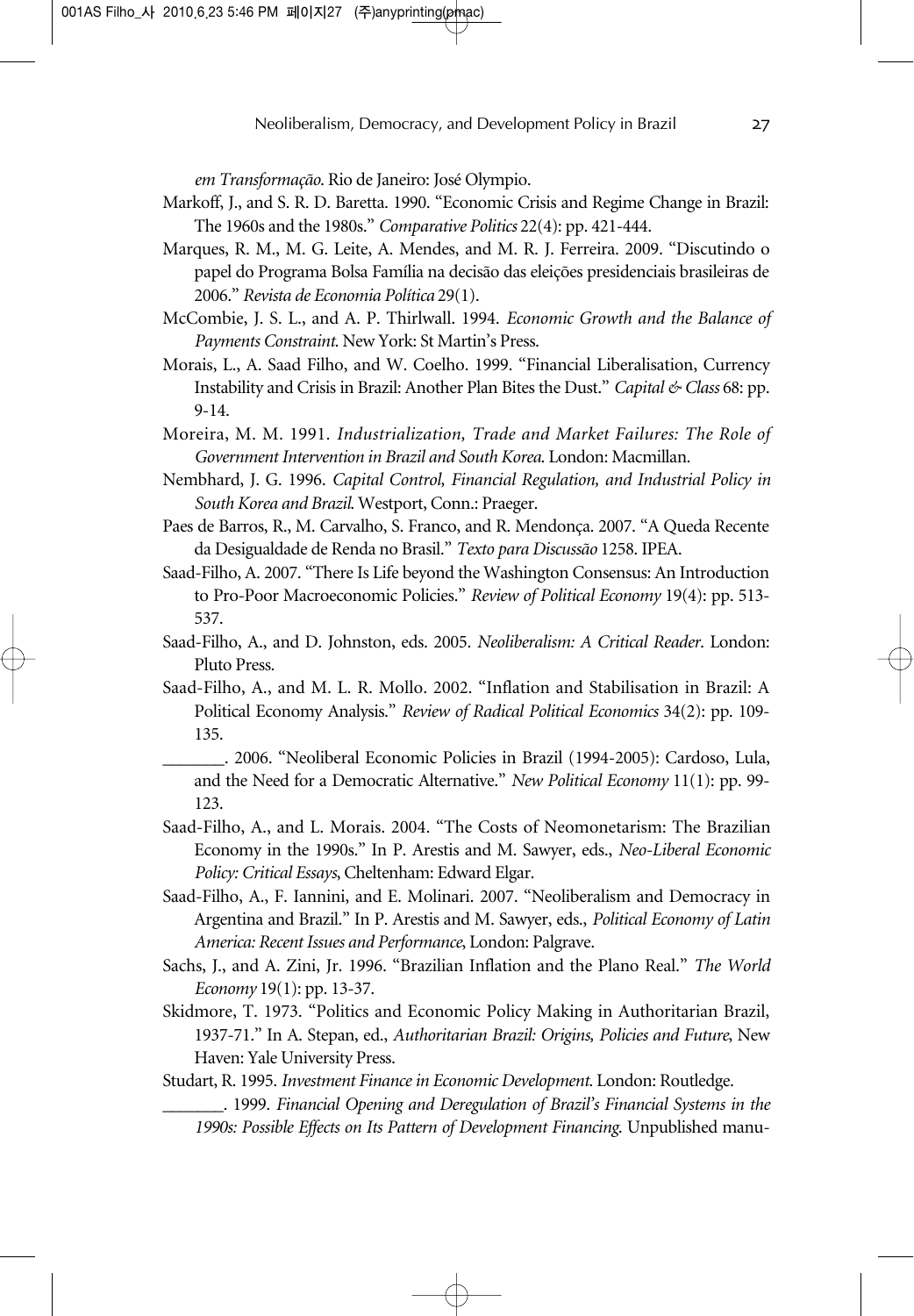*em Transformação*. Rio de Janeiro: José Olympio.

Markoff, J., and S. R. D. Baretta. 1990. "Economic Crisis and Regime Change in Brazil: The 1960s and the 1980s." *Comparative Politics* 22(4): pp. 421-444.

Marques, R. M., M. G. Leite, A. Mendes, and M. R. J. Ferreira. 2009. "Discutindo o papel do Programa Bolsa Família na decisão das eleições presidenciais brasileiras de 2006." *Revista de Economia Política* 29(1).

McCombie, J. S. L., and A. P. Thirlwall. 1994. *Economic Growth and the Balance of Payments Constraint*. New York: St Martin's Press.

Morais, L., A. Saad Filho, and W. Coelho. 1999. "Financial Liberalisation, Currency Instability and Crisis in Brazil: Another Plan Bites the Dust." *Capital & Class* 68: pp. 9-14.

Moreira, M. M. 1991. *Industrialization, Trade and Market Failures: The Role of Government Intervention in Brazil and South Korea*. London: Macmillan.

Nembhard, J. G. 1996. *Capital Control, Financial Regulation, and Industrial Policy in South Korea and Brazil*. Westport, Conn.: Praeger.

Paes de Barros, R., M. Carvalho, S. Franco, and R. Mendonça. 2007. "A Queda Recente da Desigualdade de Renda no Brasil." *Texto para Discussão* 1258. IPEA.

Saad-Filho, A. 2007. "There Is Life beyond the Washington Consensus: An Introduction to Pro-Poor Macroeconomic Policies." *Review of Political Economy* 19(4): pp. 513-537.

Saad-Filho, A., and D. Johnston, eds. 2005. *Neoliberalism: A Critical Reader*. London: Pluto Press.

Saad-Filho, A., and M. L. R. Mollo. 2002. "Inflation and Stabilisation in Brazil: A Political Economy Analysis." *Review of Radical Political Economics* 34(2): pp. 109-135.

_______. 2006. "Neoliberal Economic Policies in Brazil (1994-2005): Cardoso, Lula, and the Need for a Democratic Alternative." *New Political Economy* 11(1): pp. 99-123.

Saad-Filho, A., and L. Morais. 2004. "The Costs of Neomonetarism: The Brazilian Economy in the 1990s." In P. Arestis and M. Sawyer, eds., *Neo-Liberal Economic Policy: Critical Essays*, Cheltenham: Edward Elgar.

Saad-Filho, A., F. Iannini, and E. Molinari. 2007. "Neoliberalism and Democracy in Argentina and Brazil." In P. Arestis and M. Sawyer, eds., *Political Economy of Latin America: Recent Issues and Performance*, London: Palgrave.

Sachs, J., and A. Zini, Jr. 1996. "Brazilian Inflation and the Plano Real." *The World Economy* 19(1): pp. 13-37.

Skidmore, T. 1973. "Politics and Economic Policy Making in Authoritarian Brazil, 1937-71." In A. Stepan, ed., *Authoritarian Brazil: Origins, Policies and Future*, New Haven: Yale University Press.

Studart, R. 1995. *Investment Finance in Economic Development*. London: Routledge.

_______. 1999. *Financial Opening and Deregulation of Brazil's Financial Systems in the 1990s: Possible Effects on Its Pattern of Development Financing*. Unpublished manu-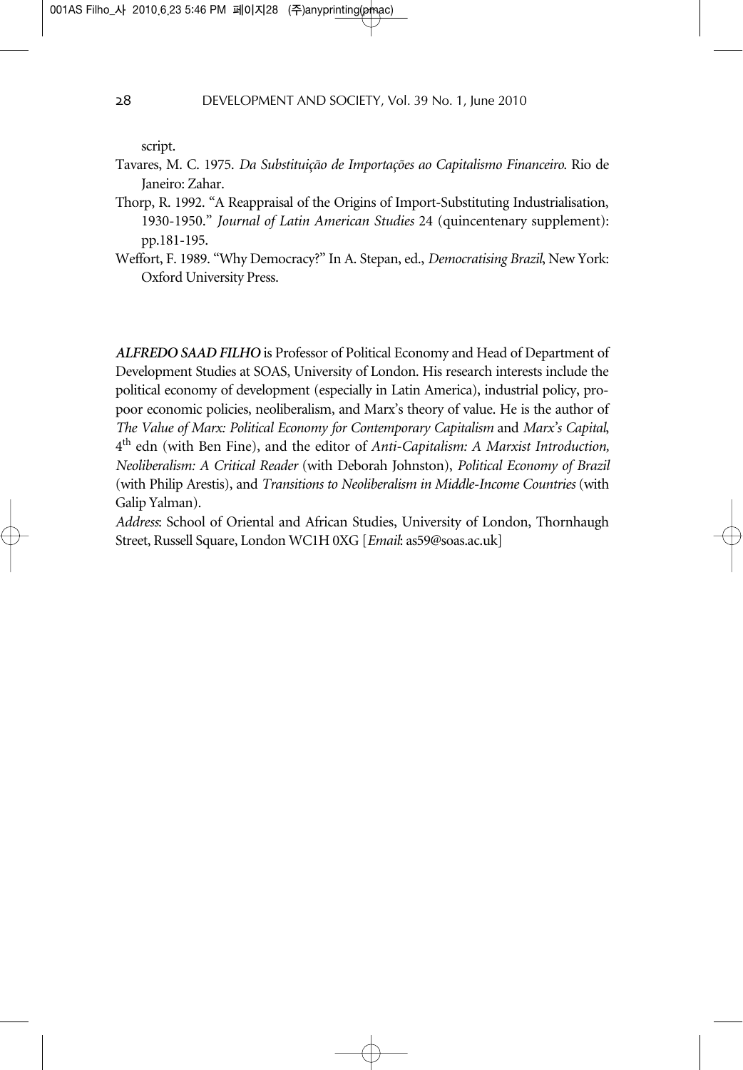script.

Tavares, M. C. 1975. *Da Substituição de Importações ao Capitalismo Financeiro*. Rio de Janeiro: Zahar.

Thorp, R. 1992. "A Reappraisal of the Origins of Import-Substituting Industrialisation, 1930-1950." *Journal of Latin American Studies* 24 (quincentenary supplement): pp.181-195.

Weffort, F. 1989. "Why Democracy?" In A. Stepan, ed., *Democratising Brazil*, New York: Oxford University Press.

***ALFREDO SAAD FILHO*** is Professor of Political Economy and Head of Department of Development Studies at SOAS, University of London. His research interests include the political economy of development (especially in Latin America), industrial policy, pro-poor economic policies, neoliberalism, and Marx's theory of value. He is the author of *The Value of Marx: Political Economy for Contemporary Capitalism* and *Marx's Capital*, 4th edn (with Ben Fine), and the editor of *Anti-Capitalism: A Marxist Introduction, Neoliberalism: A Critical Reader* (with Deborah Johnston), *Political Economy of Brazil* (with Philip Arestis), and *Transitions to Neoliberalism in Middle-Income Countries* (with Galip Yalman).

*Address*: School of Oriental and African Studies, University of London, Thornhaugh Street, Russell Square, London WC1H 0XG [*Email*: as59@soas.ac.uk]